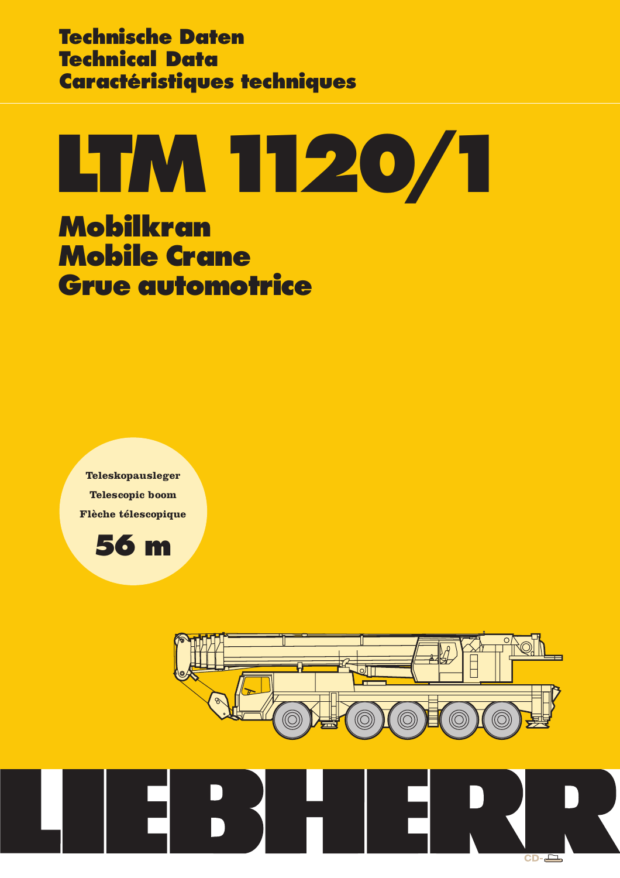**Technische Daten**
**Technical Data**
**Caractéristiques techniques**

# LTM 1120/1

## Mobilkran
## Mobile Crane
## Grue automotrice

**Teleskopausleger**
**Telescopic boom**
**Flèche télescopique**

**56 m**

# LIEBHERR

CD-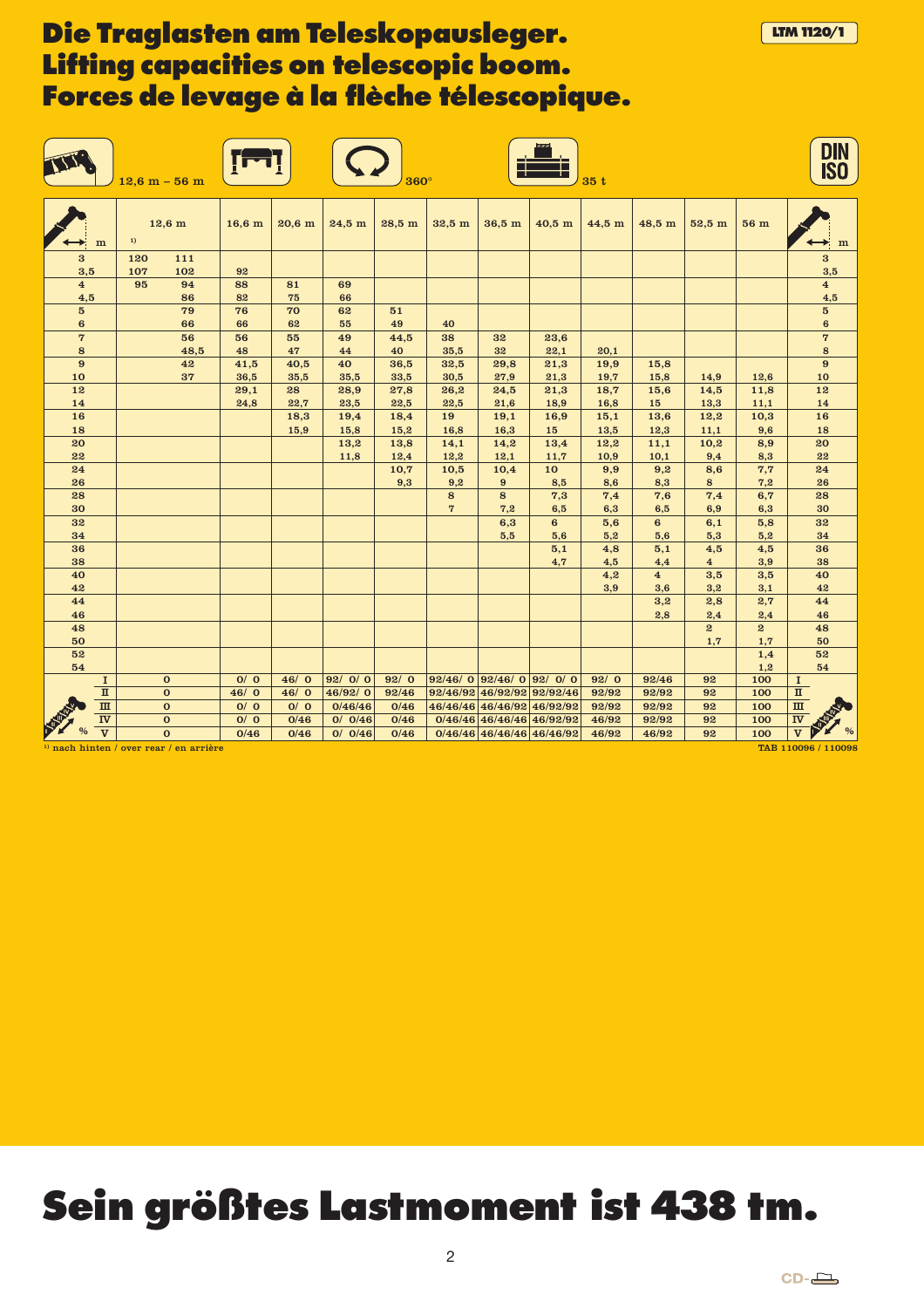# Die Traglasten am Teleskopausleger.
# Lifting capacities on telescopic boom.
# Forces de levage à la flèche télescopique.

**LTM 1120/1**

12,6 m – 56 m | 360° | 35 t | DIN ISO

| m | 12,6 m [1] | 12,6 m | 16,6 m | 20,6 m | 24,5 m | 28,5 m | 32,5 m | 36,5 m | 40,5 m | 44,5 m | 48,5 m | 52,5 m | 56 m | m |
|---|---|---|---|---|---|---|---|---|---|---|---|---|---|---|
| 3 | 120 | 111 | | | | | | | | | | | | 3 |
| 3,5 | 107 | 102 | 92 | | | | | | | | | | | 3,5 |
| 4 | 95 | 94 | 88 | 81 | 69 | | | | | | | | | 4 |
| 4,5 | | 86 | 82 | 75 | 66 | | | | | | | | | 4,5 |
| 5 | | 79 | 76 | 70 | 62 | 51 | | | | | | | | 5 |
| 6 | | 66 | 66 | 62 | 55 | 49 | 40 | | | | | | | 6 |
| 7 | | 56 | 56 | 55 | 49 | 44,5 | 38 | 32 | 23,6 | | | | | 7 |
| 8 | | 48,5 | 48 | 47 | 44 | 40 | 35,5 | 32 | 22,1 | 20,1 | | | | 8 |
| 9 | | 42 | 41,5 | 40,5 | 40 | 36,5 | 32,5 | 29,8 | 21,3 | 19,9 | 15,8 | | | 9 |
| 10 | | 37 | 36,5 | 35,5 | 35,5 | 33,5 | 30,5 | 27,9 | 21,3 | 19,7 | 15,8 | 14,9 | 12,6 | 10 |
| 12 | | | 29,1 | 28 | 28,9 | 27,8 | 26,2 | 24,5 | 21,3 | 18,7 | 15,6 | 14,5 | 11,8 | 12 |
| 14 | | | 24,8 | 22,7 | 23,5 | 22,5 | 22,5 | 21,6 | 18,9 | 16,8 | 15 | 13,3 | 11,1 | 14 |
| 16 | | | | 18,3 | 19,4 | 18,4 | 19 | 19,1 | 16,9 | 15,1 | 13,6 | 12,2 | 10,3 | 16 |
| 18 | | | | 15,9 | 15,8 | 15,2 | 16,8 | 16,3 | 15 | 13,5 | 12,3 | 11,1 | 9,6 | 18 |
| 20 | | | | | 13,2 | 13,8 | 14,1 | 14,2 | 13,4 | 12,2 | 11,1 | 10,2 | 8,9 | 20 |
| 22 | | | | | 11,8 | 12,4 | 12,2 | 12,1 | 11,7 | 10,9 | 10,1 | 9,4 | 8,3 | 22 |
| 24 | | | | | | 10,7 | 10,5 | 10,4 | 10 | 9,9 | 9,2 | 8,6 | 7,7 | 24 |
| 26 | | | | | | 9,3 | 9,2 | 9 | 8,5 | 8,6 | 8,3 | 8 | 7,2 | 26 |
| 28 | | | | | | | 8 | 8 | 7,3 | 7,4 | 7,6 | 7,4 | 6,7 | 28 |
| 30 | | | | | | | 7 | 7,2 | 6,5 | 6,3 | 6,5 | 6,9 | 6,3 | 30 |
| 32 | | | | | | | | 6,3 | 6 | 5,6 | 6 | 6,1 | 5,8 | 32 |
| 34 | | | | | | | | 5,5 | 5,6 | 5,2 | 5,6 | 5,3 | 5,2 | 34 |
| 36 | | | | | | | | | 5,1 | 4,8 | 5,1 | 4,5 | 4,5 | 36 |
| 38 | | | | | | | | | 4,7 | 4,5 | 4,4 | 4 | 3,9 | 38 |
| 40 | | | | | | | | | | 4,2 | 4 | 3,5 | 3,5 | 40 |
| 42 | | | | | | | | | | 3,9 | 3,6 | 3,2 | 3,1 | 42 |
| 44 | | | | | | | | | | | 3,2 | 2,8 | 2,7 | 44 |
| 46 | | | | | | | | | | | 2,8 | 2,4 | 2,4 | 46 |
| 48 | | | | | | | | | | | | 2 | 2 | 48 |
| 50 | | | | | | | | | | | | 1,7 | 1,7 | 50 |
| 52 | | | | | | | | | | | | | 1,4 | 52 |
| 54 | | | | | | | | | | | | | 1,2 | 54 |
| I | 0 | | 0/ 0 | 46/ 0 | 92/ 0/ 0 | 92/ 0 | 92/46/ 0 | 92/46/ 0 | 92/ 0/ 0 | 92/ 0 | 92/46 | 92 | 100 | I |
| II | 0 | | 46/ 0 | 46/ 0 | 46/92/ 0 | 92/46 | 92/46/92 | 46/92/92 | 92/92/46 | 92/92 | 92/92 | 92 | 100 | II |
| III | 0 | | 0/ 0 | 0/ 0 | 0/46/46 | 0/46 | 46/46/46 | 46/46/92 | 46/92/92 | 92/92 | 92/92 | 92 | 100 | III |
| IV | 0 | | 0/ 0 | 0/46 | 0/ 0/46 | 0/46 | 0/46/46 | 46/46/46 | 46/92/92 | 46/92 | 92/92 | 92 | 100 | IV |
| V % | 0 | | 0/46 | 0/46 | 0/ 0/46 | 0/46 | 0/46/46 | 46/46/46 | 46/46/92 | 46/92 | 46/92 | 92 | 100 | V % |

[1] nach hinten / over rear / en arrière

TAB 110096 / 110098

# Sein größtes Lastmoment ist 438 tm.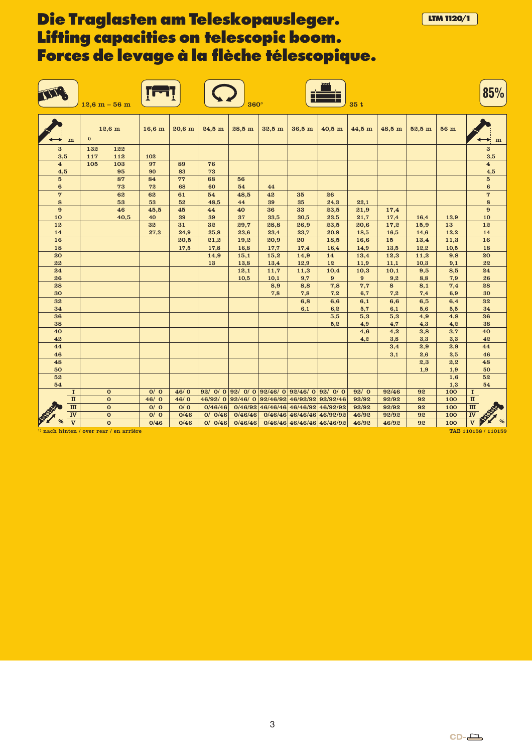# Die Traglasten am Teleskopausleger.
# Lifting capacities on telescopic boom.
# Forces de levage à la flèche télescopique.

**LTM 1120/1**

12,6 m – 56 m | 360° | 35 t | 85%

| m | 12,6 m [1] | 12,6 m | 16,6 m | 20,6 m | 24,5 m | 28,5 m | 32,5 m | 36,5 m | 40,5 m | 44,5 m | 48,5 m | 52,5 m | 56 m | m |
|---|---|---|---|---|---|---|---|---|---|---|---|---|---|---|
| 3 | 132 | 122 | | | | | | | | | | | | 3 |
| 3,5 | 117 | 112 | 102 | | | | | | | | | | | 3,5 |
| 4 | 105 | 103 | 97 | 89 | 76 | | | | | | | | | 4 |
| 4,5 | | 95 | 90 | 83 | 73 | | | | | | | | | 4,5 |
| 5 | | 87 | 84 | 77 | 68 | 56 | | | | | | | | 5 |
| 6 | | 73 | 72 | 68 | 60 | 54 | 44 | | | | | | | 6 |
| 7 | | 62 | 62 | 61 | 54 | 48,5 | 42 | 35 | 26 | | | | | 7 |
| 8 | | 53 | 53 | 52 | 48,5 | 44 | 39 | 35 | 24,3 | 22,1 | | | | 8 |
| 9 | | 46 | 45,5 | 45 | 44 | 40 | 36 | 33 | 23,5 | 21,9 | 17,4 | | | 9 |
| 10 | | 40,5 | 40 | 39 | 39 | 37 | 33,5 | 30,5 | 23,5 | 21,7 | 17,4 | 16,4 | 13,9 | 10 |
| 12 | | | 32 | 31 | 32 | 29,7 | 28,8 | 26,9 | 23,5 | 20,6 | 17,2 | 15,9 | 13 | 12 |
| 14 | | | 27,3 | 24,9 | 25,8 | 23,6 | 23,4 | 23,7 | 20,8 | 18,5 | 16,5 | 14,6 | 12,2 | 14 |
| 16 | | | | 20,5 | 21,2 | 19,2 | 20,9 | 20 | 18,5 | 16,6 | 15 | 13,4 | 11,3 | 16 |
| 18 | | | | 17,5 | 17,8 | 16,8 | 17,7 | 17,4 | 16,4 | 14,9 | 13,5 | 12,2 | 10,5 | 18 |
| 20 | | | | | 14,9 | 15,1 | 15,2 | 14,9 | 14 | 13,4 | 12,3 | 11,2 | 9,8 | 20 |
| 22 | | | | | 13 | 13,8 | 13,4 | 12,9 | 12 | 11,9 | 11,1 | 10,3 | 9,1 | 22 |
| 24 | | | | | | 12,1 | 11,7 | 11,3 | 10,4 | 10,3 | 10,1 | 9,5 | 8,5 | 24 |
| 26 | | | | | | 10,5 | 10,1 | 9,7 | 9 | 9 | 9,2 | 8,8 | 7,9 | 26 |
| 28 | | | | | | | 8,9 | 8,8 | 7,8 | 7,7 | 8 | 8,1 | 7,4 | 28 |
| 30 | | | | | | | 7,8 | 7,8 | 7,2 | 6,7 | 7,2 | 7,4 | 6,9 | 30 |
| 32 | | | | | | | | 6,8 | 6,6 | 6,1 | 6,6 | 6,5 | 6,4 | 32 |
| 34 | | | | | | | | 6,1 | 6,2 | 5,7 | 6,1 | 5,6 | 5,5 | 34 |
| 36 | | | | | | | | | 5,5 | 5,3 | 5,3 | 4,9 | 4,8 | 36 |
| 38 | | | | | | | | | 5,2 | 4,9 | 4,7 | 4,3 | 4,2 | 38 |
| 40 | | | | | | | | | | 4,6 | 4,2 | 3,8 | 3,7 | 40 |
| 42 | | | | | | | | | | 4,2 | 3,8 | 3,3 | 3,3 | 42 |
| 44 | | | | | | | | | | | 3,4 | 2,9 | 2,9 | 44 |
| 46 | | | | | | | | | | | 3,1 | 2,6 | 2,5 | 46 |
| 48 | | | | | | | | | | | | 2,3 | 2,2 | 48 |
| 50 | | | | | | | | | | | | 1,9 | 1,9 | 50 |
| 52 | | | | | | | | | | | | | 1,6 | 52 |
| 54 | | | | | | | | | | | | | 1,3 | 54 |
| I % | 0 | | 0/ 0 | 46/ 0 | 92/ 0/ 0 | 92/ 0/ 0 | 92/46/ 0 | 92/46/ 0 | 92/ 0/ 0 | 92/ 0 | 92/46 | 92 | 100 | I |
| II % | 0 | | 46/ 0 | 46/ 0 | 46/92/ 0 | 92/46/ 0 | 92/46/92 | 46/92/92 | 92/92/46 | 92/92 | 92/92 | 92 | 100 | II |
| III % | 0 | | 0/ 0 | 0/ 0 | 0/46/46 | 0/46/92 | 46/46/46 | 46/46/92 | 46/92/92 | 92/92 | 92/92 | 92 | 100 | III |
| IV % | 0 | | 0/ 0 | 0/46 | 0/ 0/46 | 0/46/46 | 0/46/46 | 46/46/46 | 46/92/92 | 46/92 | 92/92 | 92 | 100 | IV |
| V % | 0 | | 0/46 | 0/46 | 0/ 0/46 | 0/46/46 | 0/46/46 | 46/46/46 | 46/46/92 | 46/92 | 46/92 | 92 | 100 | V |

[1] nach hinten / over rear / en arrière

TAB 110158 / 110159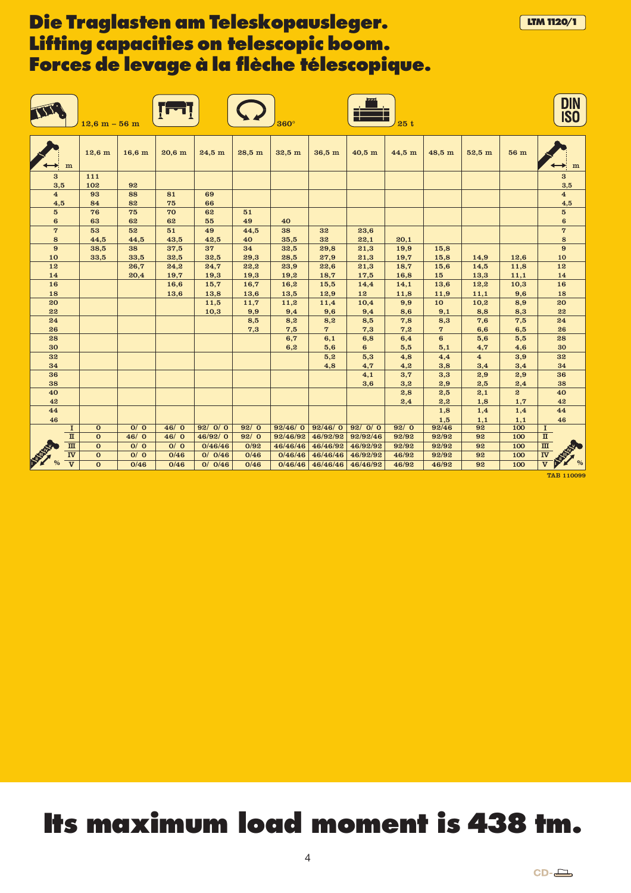# Die Traglasten am Teleskopausleger.
# Lifting capacities on telescopic boom.
# Forces de levage à la flèche télescopique.

LTM 1120/1

12,6 m – 56 m | 360° | 25 t | DIN ISO

| m | 12,6 m | 16,6 m | 20,6 m | 24,5 m | 28,5 m | 32,5 m | 36,5 m | 40,5 m | 44,5 m | 48,5 m | 52,5 m | 56 m | m |
|---|---|---|---|---|---|---|---|---|---|---|---|---|---|
| 3 | 111 | | | | | | | | | | | | 3 |
| 3,5 | 102 | 92 | | | | | | | | | | | 3,5 |
| 4 | 93 | 88 | 81 | 69 | | | | | | | | | 4 |
| 4,5 | 84 | 82 | 75 | 66 | | | | | | | | | 4,5 |
| 5 | 76 | 75 | 70 | 62 | 51 | | | | | | | | 5 |
| 6 | 63 | 62 | 62 | 55 | 49 | 40 | | | | | | | 6 |
| 7 | 53 | 52 | 51 | 49 | 44,5 | 38 | 32 | 23,6 | | | | | 7 |
| 8 | 44,5 | 44,5 | 43,5 | 42,5 | 40 | 35,5 | 32 | 22,1 | 20,1 | | | | 8 |
| 9 | 38,5 | 38 | 37,5 | 37 | 34 | 32,5 | 29,8 | 21,3 | 19,9 | 15,8 | | | 9 |
| 10 | 33,5 | 33,5 | 32,5 | 32,5 | 29,3 | 28,5 | 27,9 | 21,3 | 19,7 | 15,8 | 14,9 | 12,6 | 10 |
| 12 | | 26,7 | 24,2 | 24,7 | 22,2 | 23,9 | 22,6 | 21,3 | 18,7 | 15,6 | 14,5 | 11,8 | 12 |
| 14 | | 20,4 | 19,7 | 19,3 | 19,3 | 19,2 | 18,7 | 17,5 | 16,8 | 15 | 13,3 | 11,1 | 14 |
| 16 | | | 16,6 | 15,7 | 16,7 | 16,2 | 15,5 | 14,4 | 14,1 | 13,6 | 12,2 | 10,3 | 16 |
| 18 | | | 13,6 | 13,8 | 13,6 | 13,5 | 12,9 | 12 | 11,8 | 11,9 | 11,1 | 9,6 | 18 |
| 20 | | | | 11,5 | 11,7 | 11,2 | 11,4 | 10,4 | 9,9 | 10 | 10,2 | 8,9 | 20 |
| 22 | | | | 10,3 | 9,9 | 9,4 | 9,6 | 9,4 | 8,6 | 9,1 | 8,8 | 8,3 | 22 |
| 24 | | | | | 8,5 | 8,2 | 8,2 | 8,5 | 7,8 | 8,3 | 7,6 | 7,5 | 24 |
| 26 | | | | | 7,3 | 7,5 | 7 | 7,3 | 7,2 | 7 | 6,6 | 6,5 | 26 |
| 28 | | | | | | 6,7 | 6,1 | 6,8 | 6,4 | 6 | 5,6 | 5,5 | 28 |
| 30 | | | | | | 6,2 | 5,6 | 6 | 5,5 | 5,1 | 4,7 | 4,6 | 30 |
| 32 | | | | | | | 5,2 | 5,3 | 4,8 | 4,4 | 4 | 3,9 | 32 |
| 34 | | | | | | | 4,8 | 4,7 | 4,2 | 3,8 | 3,4 | 3,4 | 34 |
| 36 | | | | | | | | 4,1 | 3,7 | 3,3 | 2,9 | 2,9 | 36 |
| 38 | | | | | | | | 3,6 | 3,2 | 2,9 | 2,5 | 2,4 | 38 |
| 40 | | | | | | | | | 2,8 | 2,5 | 2,1 | 2 | 40 |
| 42 | | | | | | | | | 2,4 | 2,2 | 1,8 | 1,7 | 42 |
| 44 | | | | | | | | | | 1,8 | 1,4 | 1,4 | 44 |
| 46 | | | | | | | | | | 1,5 | 1,1 | 1,1 | 46 |
| I | 0 | 0/ 0 | 46/ 0 | 92/ 0/ 0 | 92/ 0 | 92/46/ 0 | 92/46/ 0 | 92/ 0/ 0 | 92/ 0 | 92/46 | 92 | 100 | I |
| II | 0 | 46/ 0 | 46/ 0 | 46/92/ 0 | 92/ 0 | 92/46/92 | 46/92/92 | 92/92/46 | 92/92 | 92/92 | 92 | 100 | II |
| III | 0 | 0/ 0 | 0/ 0 | 0/46/46 | 0/92 | 46/46/46 | 46/46/92 | 46/92/92 | 92/92 | 92/92 | 92 | 100 | III |
| IV | 0 | 0/ 0 | 0/46 | 0/ 0/46 | 0/46 | 0/46/46 | 46/46/46 | 46/92/92 | 46/92 | 92/92 | 92 | 100 | IV |
| V | 0 | 0/46 | 0/46 | 0/ 0/46 | 0/46 | 0/46/46 | 46/46/46 | 46/46/92 | 46/92 | 46/92 | 92 | 100 | V |

TAB 110099

# Its maximum load moment is 438 tm.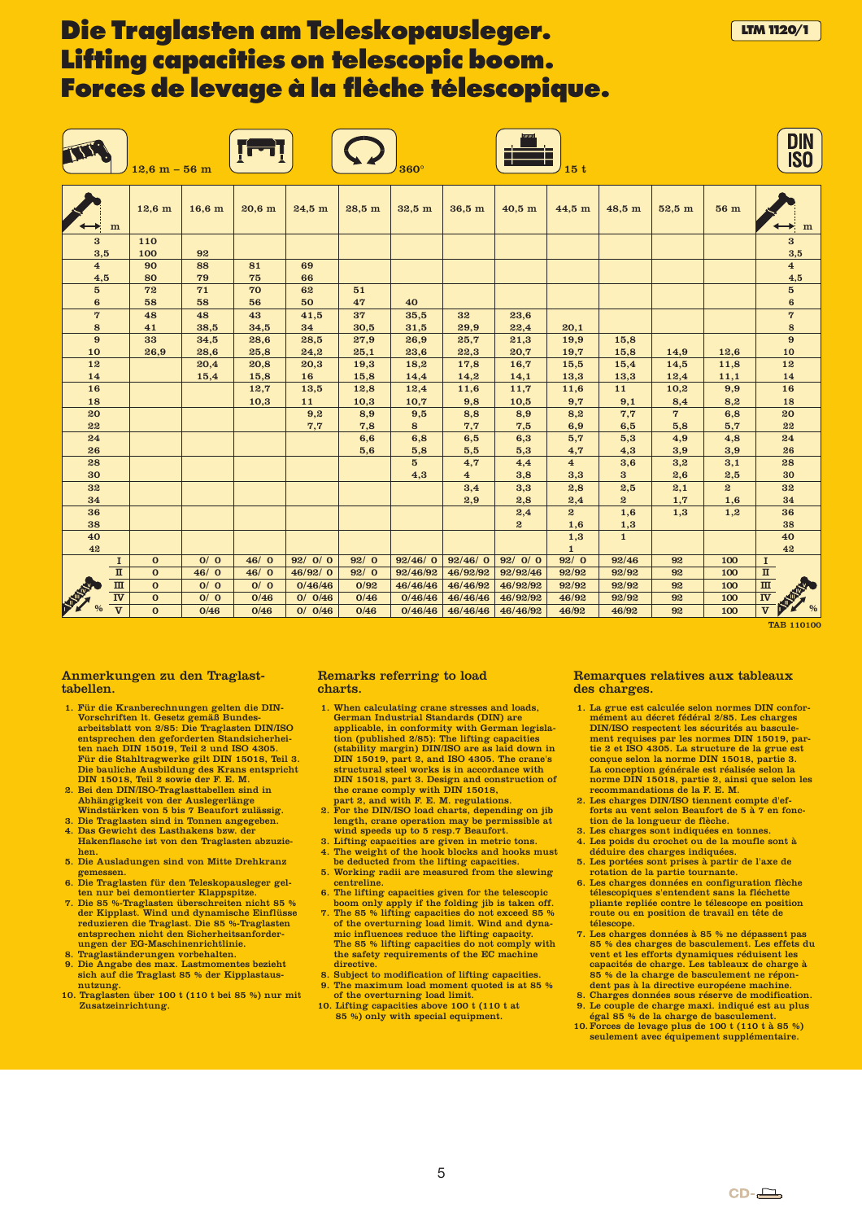# Die Traglasten am Teleskopausleger.
# Lifting capacities on telescopic boom.
# Forces de levage à la flèche télescopique.

**LTM 1120/1**

12,6 m – 56 m | 360° | 15 t | DIN ISO

| m | 12,6 m | 16,6 m | 20,6 m | 24,5 m | 28,5 m | 32,5 m | 36,5 m | 40,5 m | 44,5 m | 48,5 m | 52,5 m | 56 m | m |
|---|---|---|---|---|---|---|---|---|---|---|---|---|---|
| 3 | 110 | | | | | | | | | | | | 3 |
| 3,5 | 100 | 92 | | | | | | | | | | | 3,5 |
| 4 | 90 | 88 | 81 | 69 | | | | | | | | | 4 |
| 4,5 | 80 | 79 | 75 | 66 | | | | | | | | | 4,5 |
| 5 | 72 | 71 | 70 | 62 | 51 | | | | | | | | 5 |
| 6 | 58 | 58 | 56 | 50 | 47 | 40 | | | | | | | 6 |
| 7 | 48 | 48 | 43 | 41,5 | 37 | 35,5 | 32 | 23,6 | | | | | 7 |
| 8 | 41 | 38,5 | 34,5 | 34 | 30,5 | 31,5 | 29,9 | 22,4 | 20,1 | | | | 8 |
| 9 | 33 | 34,5 | 28,6 | 28,5 | 27,9 | 26,9 | 25,7 | 21,3 | 19,9 | 15,8 | | | 9 |
| 10 | 26,9 | 28,6 | 25,8 | 24,2 | 25,1 | 23,6 | 22,3 | 20,7 | 19,7 | 15,8 | 14,9 | 12,6 | 10 |
| 12 | | 20,4 | 20,8 | 20,3 | 19,3 | 18,2 | 17,8 | 16,7 | 15,5 | 15,4 | 14,5 | 11,8 | 12 |
| 14 | | 15,4 | 15,8 | 16 | 15,8 | 14,4 | 14,2 | 14,1 | 13,3 | 13,3 | 12,4 | 11,1 | 14 |
| 16 | | | 12,7 | 13,5 | 12,8 | 12,4 | 11,6 | 11,7 | 11,6 | 11 | 10,2 | 9,9 | 16 |
| 18 | | | 10,3 | 11 | 10,3 | 10,7 | 9,8 | 10,5 | 9,7 | 9,1 | 8,4 | 8,2 | 18 |
| 20 | | | | 9,2 | 8,9 | 9,5 | 8,8 | 8,9 | 8,2 | 7,7 | 7 | 6,8 | 20 |
| 22 | | | | 7,7 | 7,8 | 8 | 7,7 | 7,5 | 6,9 | 6,5 | 5,8 | 5,7 | 22 |
| 24 | | | | | 6,6 | 6,8 | 6,5 | 6,3 | 5,7 | 5,3 | 4,9 | 4,8 | 24 |
| 26 | | | | | 5,6 | 5,8 | 5,5 | 5,3 | 4,7 | 4,3 | 3,9 | 3,9 | 26 |
| 28 | | | | | | 5 | 4,7 | 4,4 | 4 | 3,6 | 3,2 | 3,1 | 28 |
| 30 | | | | | | 4,3 | 4 | 3,8 | 3,3 | 3 | 2,6 | 2,5 | 30 |
| 32 | | | | | | | 3,4 | 3,3 | 2,8 | 2,5 | 2,1 | 2 | 32 |
| 34 | | | | | | | 2,9 | 2,8 | 2,4 | 2 | 1,7 | 1,6 | 34 |
| 36 | | | | | | | | 2,4 | 2 | 1,6 | 1,3 | 1,2 | 36 |
| 38 | | | | | | | | 2 | 1,6 | 1,3 | | | 38 |
| 40 | | | | | | | | | 1,3 | 1 | | | 40 |
| 42 | | | | | | | | | 1 | | | | 42 |
| I % | 0 | 0/ 0 | 46/ 0 | 92/ 0/ 0 | 92/ 0 | 92/46/ 0 | 92/46/ 0 | 92/ 0/ 0 | 92/ 0 | 92/46 | 92 | 100 | I |
| II % | 0 | 46/ 0 | 46/ 0 | 46/92/ 0 | 92/ 0 | 92/46/92 | 46/92/92 | 92/92/46 | 92/92 | 92/92 | 92 | 100 | II |
| III % | 0 | 0/ 0 | 0/ 0 | 0/46/46 | 0/92 | 46/46/46 | 46/46/92 | 46/92/92 | 92/92 | 92/92 | 92 | 100 | III |
| IV % | 0 | 0/ 0 | 0/46 | 0/ 0/46 | 0/46 | 0/46/46 | 46/46/46 | 46/92/92 | 46/92 | 92/92 | 92 | 100 | IV |
| V % | 0 | 0/46 | 0/46 | 0/ 0/46 | 0/46 | 0/46/46 | 46/46/46 | 46/46/92 | 46/92 | 46/92 | 92 | 100 | V |

TAB 110100

### Anmerkungen zu den Traglasttabellen.

1. Für die Kranberechnungen gelten die DIN-Vorschriften lt. Gesetz gemäß Bundesarbeitsblatt von 2/85: Die Traglasten DIN/ISO entsprechen den geforderten Standsicherheiten nach DIN 15019, Teil 2 und ISO 4305. Für die Stahltragwerke gilt DIN 15018, Teil 3. Die bauliche Ausbildung des Krans entspricht DIN 15018, Teil 2 sowie der F. E. M.
2. Bei den DIN/ISO-Traglasttabellen sind in Abhängigkeit von der Auslegerlänge Windstärken von 5 bis 7 Beaufort zulässig.
3. Die Traglasten sind in Tonnen angegeben.
4. Das Gewicht des Lasthakens bzw. der Hakenflasche ist von den Traglasten abzuziehen.
5. Die Ausladungen sind von Mitte Drehkranz gemessen.
6. Die Traglasten für den Teleskopausleger gelten nur bei demontierter Klappspitze.
7. Die 85 %-Traglasten überschreiten nicht 85 % der Kipplast. Wind und dynamische Einflüsse reduzieren die Traglast. Die 85 %-Traglasten entsprechen nicht den Sicherheitsanforderungen der EG-Maschinenrichtlinie.
8. Traglaständerungen vorbehalten.
9. Die Angabe des max. Lastmomentes bezieht sich auf die Traglast 85 % der Kipplastausnutzung.
10. Traglasten über 100 t (110 t bei 85 %) nur mit Zusatzeinrichtung.

### Remarks referring to load charts.

1. When calculating crane stresses and loads, German Industrial Standards (DIN) are applicable, in conformity with German legislation (published 2/85): The lifting capacities (stability margin) DIN/ISO are as laid down in DIN 15019, part 2, and ISO 4305. The crane's structural steel works is in accordance with DIN 15018, part 3. Design and construction of the crane comply with DIN 15018, part 2, and with F. E. M. regulations.
2. For the DIN/ISO load charts, depending on jib length, crane operation may be permissible at wind speeds up to 5 resp.7 Beaufort.
3. Lifting capacities are given in metric tons.
4. The weight of the hook blocks and hooks must be deducted from the lifting capacities.
5. Working radii are measured from the slewing centreline.
6. The lifting capacities given for the telescopic boom only apply if the folding jib is taken off.
7. The 85 % lifting capacities do not exceed 85 % of the overturning load limit. Wind and dynamic influences reduce the lifting capacity. The 85 % lifting capacities do not comply with the safety requirements of the EC machine directive.
8. Subject to modification of lifting capacities.
9. The maximum load moment quoted is at 85 % of the overturning load limit.
10. Lifting capacities above 100 t (110 t at 85 %) only with special equipment.

### Remarques relatives aux tableaux des charges.

1. La grue est calculée selon normes DIN conformément au décret fédéral 2/85. Les charges DIN/ISO respectent les sécurités au basculement requises par les normes DIN 15019, partie 2 et ISO 4305. La structure de la grue est conçue selon la norme DIN 15018, partie 3. La conception générale est réalisée selon la norme DIN 15018, partie 2, ainsi que selon les recommandations de la F. E. M.
2. Les charges DIN/ISO tiennent compte d'efforts au vent selon Beaufort de 5 à 7 en fonction de la longueur de flèche.
3. Les charges sont indiquées en tonnes.
4. Les poids du crochet ou de la moufle sont à déduire des charges indiquées.
5. Les portées sont prises à partir de l'axe de rotation de la partie tournante.
6. Les charges données en configuration flèche télescopiques s'entendent sans la fléchette pliante repliée contre le télescope en position route ou en position de travail en tête de télescope.
7. Les charges données à 85 % ne dépassent pas 85 % des charges de basculement. Les effets du vent et les efforts dynamiques réduisent les capacités de charge. Les tableaux de charge à 85 % de la charge de basculement ne répondent pas à la directive européene machine.
8. Charges données sous réserve de modification.
9. Le couple de charge maxi. indiqué est au plus égal 85 % de la charge de basculement.
10. Forces de levage plus de 100 t (110 t à 85 %) seulement avec équipement supplémentaire.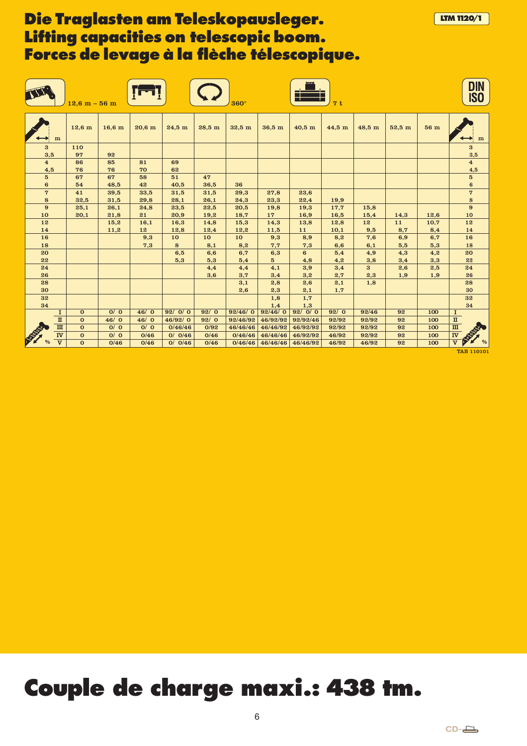# Die Traglasten am Teleskopausleger.
# Lifting capacities on telescopic boom.
# Forces de levage à la flèche télescopique.

LTM 1120/1

12,6 m – 56 m | 360° | 7 t | DIN ISO

| m | 12,6 m | 16,6 m | 20,6 m | 24,5 m | 28,5 m | 32,5 m | 36,5 m | 40,5 m | 44,5 m | 48,5 m | 52,5 m | 56 m | m |
|---|---|---|---|---|---|---|---|---|---|---|---|---|---|
| 3 | 110 | | | | | | | | | | | | 3 |
| 3,5 | 97 | 92 | | | | | | | | | | | 3,5 |
| 4 | 86 | 85 | 81 | 69 | | | | | | | | | 4 |
| 4,5 | 76 | 76 | 70 | 62 | | | | | | | | | 4,5 |
| 5 | 67 | 67 | 58 | 51 | 47 | | | | | | | | 5 |
| 6 | 54 | 48,5 | 42 | 40,5 | 36,5 | 36 | | | | | | | 6 |
| 7 | 41 | 39,5 | 33,5 | 31,5 | 31,5 | 29,3 | 27,8 | 23,6 | | | | | 7 |
| 8 | 32,5 | 31,5 | 29,8 | 28,1 | 26,1 | 24,3 | 23,3 | 22,4 | 19,9 | | | | 8 |
| 9 | 25,1 | 26,1 | 24,8 | 23,5 | 22,5 | 20,5 | 19,8 | 19,3 | 17,7 | 15,8 | | | 9 |
| 10 | 20,1 | 21,8 | 21 | 20,9 | 19,2 | 18,7 | 17 | 16,9 | 16,5 | 15,4 | 14,3 | 12,6 | 10 |
| 12 | | 15,2 | 16,1 | 16,3 | 14,8 | 15,3 | 14,3 | 13,8 | 12,8 | 12 | 11 | 10,7 | 12 |
| 14 | | 11,2 | 12 | 12,8 | 12,4 | 12,2 | 11,5 | 11 | 10,1 | 9,5 | 8,7 | 8,4 | 14 |
| 16 | | | 9,3 | 10 | 10 | 10 | 9,3 | 8,9 | 8,2 | 7,6 | 6,9 | 6,7 | 16 |
| 18 | | | 7,3 | 8 | 8,1 | 8,2 | 7,7 | 7,3 | 6,6 | 6,1 | 5,5 | 5,3 | 18 |
| 20 | | | | 6,5 | 6,6 | 6,7 | 6,3 | 6 | 5,4 | 4,9 | 4,3 | 4,2 | 20 |
| 22 | | | | 5,3 | 5,3 | 5,4 | 5 | 4,8 | 4,2 | 3,8 | 3,4 | 3,3 | 22 |
| 24 | | | | | 4,4 | 4,4 | 4,1 | 3,9 | 3,4 | 3 | 2,6 | 2,5 | 24 |
| 26 | | | | | 3,6 | 3,7 | 3,4 | 3,2 | 2,7 | 2,3 | 1,9 | 1,9 | 26 |
| 28 | | | | | | 3,1 | 2,8 | 2,6 | 2,1 | 1,8 | | | 28 |
| 30 | | | | | | 2,6 | 2,3 | 2,1 | 1,7 | | | | 30 |
| 32 | | | | | | | 1,8 | 1,7 | | | | | 32 |
| 34 | | | | | | | 1,4 | 1,3 | | | | | 34 |
| I | 0 | 0/ 0 | 46/ 0 | 92/ 0/ 0 | 92/ 0 | 92/46/ 0 | 92/46/ 0 | 92/ 0/ 0 | 92/ 0 | 92/46 | 92 | 100 | I |
| II | 0 | 46/ 0 | 46/ 0 | 46/92/ 0 | 92/ 0 | 92/46/92 | 46/92/92 | 92/92/46 | 92/92 | 92/92 | 92 | 100 | II |
| III | 0 | 0/ 0 | 0/ 0 | 0/46/46 | 0/92 | 46/46/46 | 46/46/92 | 46/92/92 | 92/92 | 92/92 | 92 | 100 | III |
| IV | 0 | 0/ 0 | 0/46 | 0/ 0/46 | 0/46 | 0/46/46 | 46/46/46 | 46/92/92 | 46/92 | 92/92 | 92 | 100 | IV |
| V % | 0 | 0/46 | 0/46 | 0/ 0/46 | 0/46 | 0/46/46 | 46/46/46 | 46/46/92 | 46/92 | 46/92 | 92 | 100 | V % |

TAB 110101

# Couple de charge maxi.: 438 tm.

CD-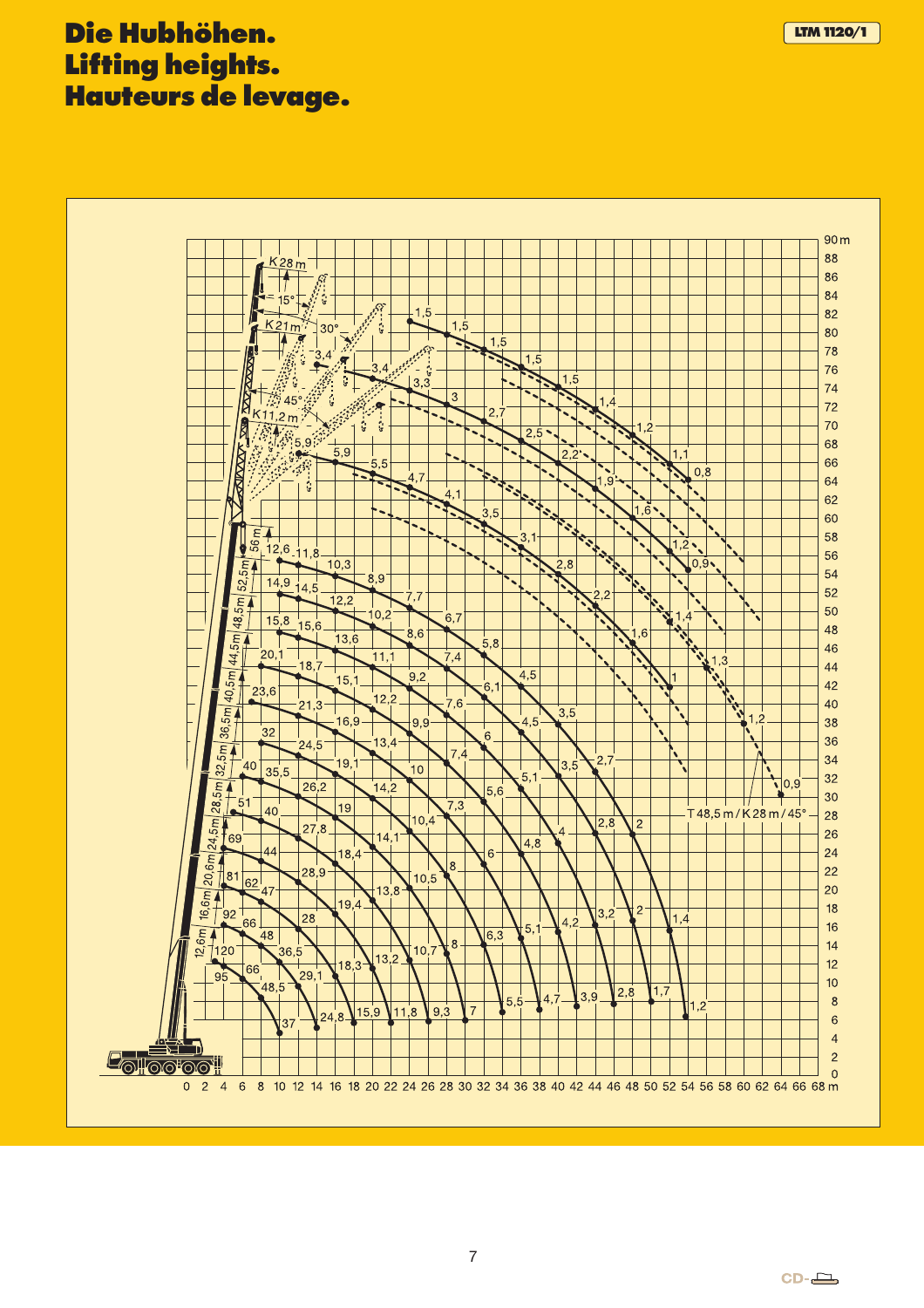# Die Hubhöhen.
# Lifting heights.
# Hauteurs de levage.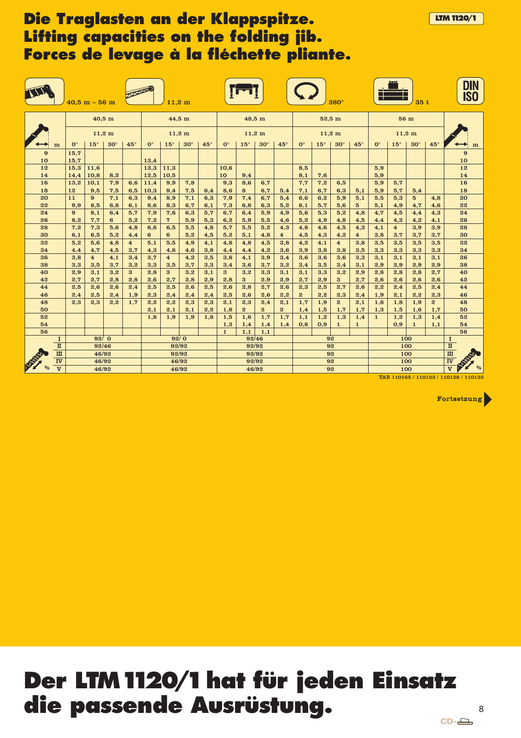# Die Traglasten an der Klappspitze.
# Lifting capacities on the folding jib.
# Forces de levage à la fléchette pliante.

**LTM 1120/1**

40,5 m – 56 m | 11,2 m | 360° | 35 t | DIN ISO

| m | 40,5 m | | | | 44,5 m | | | | 48,5 m | | | | 52,5 m | | | | 56 m | | | | m |
|---|---|---|---|---|---|---|---|---|---|---|---|---|---|---|---|---|---|---|---|---|---|
| | 11,2 m | | | | 11,2 m | | | | 11,2 m | | | | 11,2 m | | | | 11,2 m | | | | |
| m | 0° | 15° | 30° | 45° | 0° | 15° | 30° | 45° | 0° | 15° | 30° | 45° | 0° | 15° | 30° | 45° | 0° | 15° | 30° | 45° | m |
| 9 | 15,7 | | | | | | | | | | | | | | | | | | | | 9 |
| 10 | 15,7 | | | | 13,4 | | | | | | | | | | | | | | | | 10 |
| 12 | 15,3 | 11,6 | | | 13,3 | 11,3 | | | 10,6 | | | | 8,5 | | | | 5,9 | | | | 12 |
| 14 | 14,4 | 10,8 | 8,2 | | 12,5 | 10,5 | | | 10 | 9,4 | | | 8,1 | 7,6 | | | 5,9 | | | | 14 |
| 16 | 13,2 | 10,1 | 7,9 | 6,6 | 11,4 | 9,9 | 7,8 | | 9,3 | 8,6 | 6,7 | | 7,7 | 7,2 | 6,5 | | 5,9 | 5,7 | | | 16 |
| 18 | 12 | 9,5 | 7,5 | 6,5 | 10,3 | 9,4 | 7,5 | 6,4 | 8,6 | 8 | 6,7 | 5,4 | 7,1 | 6,7 | 6,3 | 5,1 | 5,9 | 5,7 | 5,4 | | 18 |
| 20 | 11 | 9 | 7,1 | 6,3 | 9,4 | 8,9 | 7,1 | 6,3 | 7,9 | 7,4 | 6,7 | 5,4 | 6,6 | 6,2 | 5,9 | 5,1 | 5,5 | 5,3 | 5 | 4,8 | 20 |
| 22 | 9,9 | 8,5 | 6,8 | 6,1 | 8,6 | 8,3 | 6,7 | 6,1 | 7,3 | 6,8 | 6,3 | 5,2 | 6,1 | 5,7 | 5,6 | 5 | 5,1 | 4,9 | 4,7 | 4,6 | 22 |
| 24 | 9 | 8,1 | 6,4 | 5,7 | 7,9 | 7,6 | 6,3 | 5,7 | 6,7 | 6,4 | 5,9 | 4,9 | 5,6 | 5,3 | 5,2 | 4,8 | 4,7 | 4,5 | 4,4 | 4,3 | 24 |
| 26 | 8,2 | 7,7 | 6 | 5,2 | 7,2 | 7 | 5,9 | 5,3 | 6,2 | 5,9 | 5,5 | 4,6 | 5,2 | 4,9 | 4,8 | 4,5 | 4,4 | 4,2 | 4,2 | 4,1 | 26 |
| 28 | 7,2 | 7,3 | 5,6 | 4,8 | 6,6 | 6,5 | 5,5 | 4,8 | 5,7 | 5,5 | 5,2 | 4,3 | 4,8 | 4,6 | 4,5 | 4,3 | 4,1 | 4 | 3,9 | 3,9 | 28 |
| 30 | 6,1 | 6,5 | 5,2 | 4,4 | 6 | 6 | 5,2 | 4,5 | 5,2 | 5,1 | 4,8 | 4 | 4,5 | 4,3 | 4,2 | 4 | 3,8 | 3,7 | 3,7 | 3,7 | 30 |
| 32 | 5,2 | 5,6 | 4,8 | 4 | 5,1 | 5,5 | 4,9 | 4,1 | 4,8 | 4,8 | 4,5 | 3,8 | 4,2 | 4,1 | 4 | 3,8 | 3,5 | 3,5 | 3,5 | 3,5 | 32 |
| 34 | 4,4 | 4,7 | 4,5 | 3,7 | 4,3 | 4,6 | 4,6 | 3,8 | 4,4 | 4,4 | 4,2 | 3,6 | 3,9 | 3,8 | 3,8 | 3,5 | 3,3 | 3,3 | 3,3 | 3,3 | 34 |
| 36 | 3,8 | 4 | 4,1 | 3,4 | 3,7 | 4 | 4,2 | 3,5 | 3,8 | 4,1 | 3,9 | 3,4 | 3,6 | 3,6 | 3,6 | 3,3 | 3,1 | 3,1 | 3,1 | 3,1 | 36 |
| 38 | 3,3 | 3,5 | 3,7 | 3,2 | 3,3 | 3,5 | 3,7 | 3,3 | 3,4 | 3,6 | 3,7 | 3,2 | 3,4 | 3,5 | 3,4 | 3,1 | 2,9 | 2,9 | 2,9 | 2,9 | 38 |
| 40 | 2,9 | 3,1 | 3,2 | 3 | 2,8 | 3 | 3,2 | 3,1 | 3 | 3,2 | 3,3 | 3,1 | 3,1 | 3,3 | 3,2 | 2,9 | 2,8 | 2,8 | 2,8 | 2,7 | 40 |
| 42 | 2,7 | 2,7 | 2,8 | 2,8 | 2,6 | 2,7 | 2,8 | 2,9 | 2,8 | 3 | 2,9 | 2,9 | 2,7 | 2,9 | 3 | 2,7 | 2,6 | 2,6 | 2,6 | 2,6 | 42 |
| 44 | 2,5 | 2,6 | 2,6 | 2,4 | 2,5 | 2,5 | 2,6 | 2,5 | 2,6 | 2,8 | 2,7 | 2,6 | 2,3 | 2,5 | 2,7 | 2,6 | 2,2 | 2,4 | 2,5 | 2,4 | 44 |
| 46 | 2,4 | 2,5 | 2,4 | 1,9 | 2,3 | 2,4 | 2,4 | 2,4 | 2,5 | 2,6 | 2,6 | 2,2 | 2 | 2,2 | 2,3 | 2,4 | 1,9 | 2,1 | 2,2 | 2,3 | 46 |
| 48 | 2,3 | 2,3 | 2,2 | 1,7 | 2,2 | 2,2 | 2,3 | 2,3 | 2,1 | 2,3 | 2,4 | 2,1 | 1,7 | 1,9 | 2 | 2,1 | 1,6 | 1,8 | 1,9 | 2 | 48 |
| 50 | | | | | 2,1 | 2,1 | 2,1 | 2,2 | 1,8 | 2 | 2 | 2 | 1,4 | 1,5 | 1,7 | 1,7 | 1,3 | 1,5 | 1,6 | 1,7 | 50 |
| 52 | | | | | 1,8 | 1,9 | 1,9 | 1,8 | 1,5 | 1,6 | 1,7 | 1,7 | 1,1 | 1,2 | 1,3 | 1,4 | 1 | 1,2 | 1,3 | 1,4 | 52 |
| 54 | | | | | | | | | 1,3 | 1,4 | 1,4 | 1,4 | 0,8 | 0,9 | 1 | 1 | | 0,9 | 1 | 1,1 | 54 |
| 56 | | | | | | | | | 1 | 1,1 | 1,1 | | | | | | | | | | 56 |
| I | 92/ 0 | | | | 92/ 0 | | | | 92/46 | | | | 92 | | | | 100 | | | | I |
| II | 92/46 | | | | 92/92 | | | | 92/92 | | | | 92 | | | | 100 | | | | II |
| III | 46/92 | | | | 92/92 | | | | 92/92 | | | | 92 | | | | 100 | | | | III |
| IV | 46/92 | | | | 92/92 | | | | 92/92 | | | | 92 | | | | 100 | | | | IV |
| V | 46/92 | | | | 46/92 | | | | 46/92 | | | | 92 | | | | 100 | | | | V |

TAB 110165 / 110123 / 110128 / 110133

Fortsetzung

# Der LTM 1120/1 hat für jeden Einsatz die passende Ausrüstung.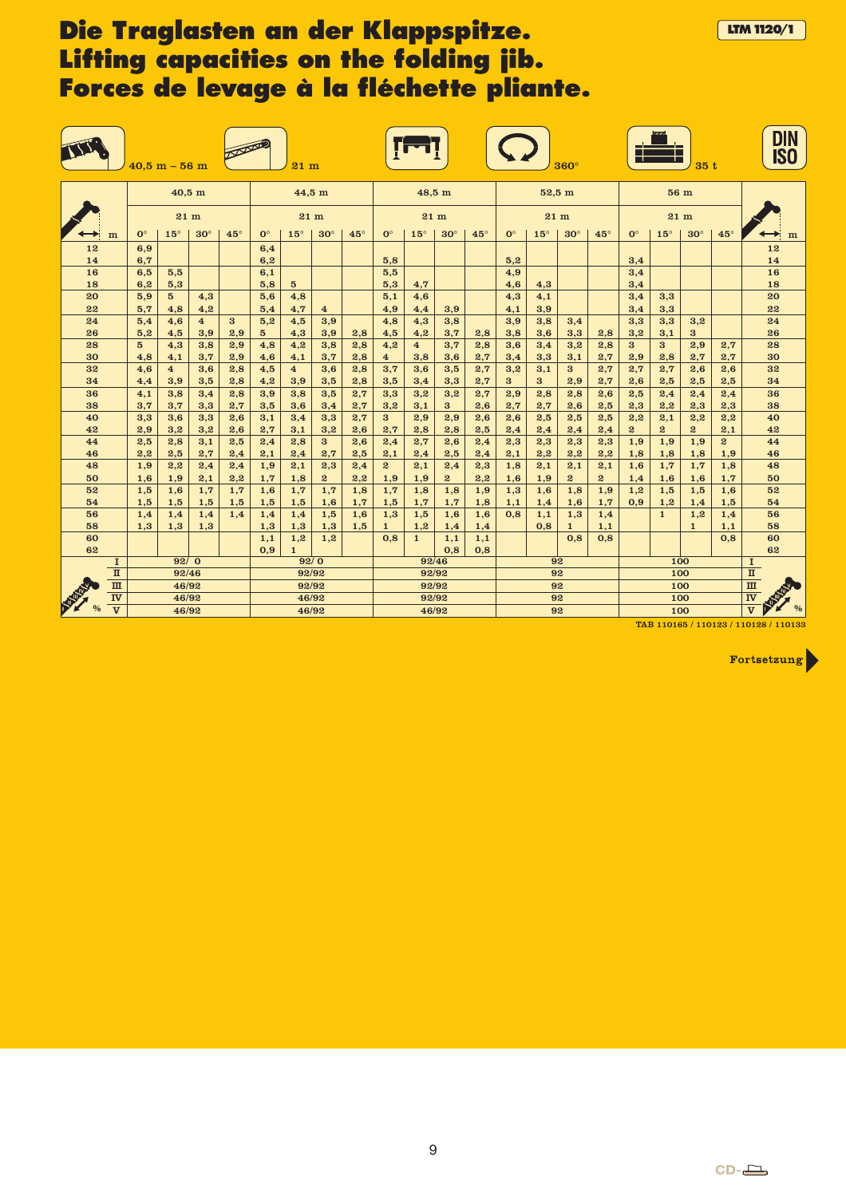# Die Traglasten an der Klappspitze.
# Lifting capacities on the folding jib.
# Forces de levage à la fléchette pliante.

LTM 1120/1

40,5 m – 56 m | 21 m | 360° | 35 t | DIN ISO

| m | 40,5 m | | | | 44,5 m | | | | 48,5 m | | | | 52,5 m | | | | 56 m | | | | m |
|---|---|---|---|---|---|---|---|---|---|---|---|---|---|---|---|---|---|---|---|---|---|
| | 21 m | | | | 21 m | | | | 21 m | | | | 21 m | | | | 21 m | | | | |
| | 0° | 15° | 30° | 45° | 0° | 15° | 30° | 45° | 0° | 15° | 30° | 45° | 0° | 15° | 30° | 45° | 0° | 15° | 30° | 45° | |
| 12 | 6,9 | | | | 6,4 | | | | | | | | | | | | | | | | 12 |
| 14 | 6,7 | | | | 6,2 | | | | 5,8 | | | | 5,2 | | | | 3,4 | | | | 14 |
| 16 | 6,5 | 5,5 | | | 6,1 | | | | 5,5 | | | | 4,9 | | | | 3,4 | | | | 16 |
| 18 | 6,2 | 5,3 | | | 5,8 | 5 | | | 5,3 | 4,7 | | | 4,6 | 4,3 | | | 3,4 | | | | 18 |
| 20 | 5,9 | 5 | 4,3 | | 5,6 | 4,8 | | | 5,1 | 4,6 | | | 4,3 | 4,1 | | | 3,4 | 3,3 | | | 20 |
| 22 | 5,7 | 4,8 | 4,2 | | 5,4 | 4,7 | 4 | | 4,9 | 4,4 | 3,9 | | 4,1 | 3,9 | | | 3,4 | 3,3 | | | 22 |
| 24 | 5,4 | 4,6 | 4 | 3 | 5,2 | 4,5 | 3,9 | | 4,8 | 4,3 | 3,8 | | 3,9 | 3,8 | 3,4 | | 3,3 | 3,3 | 3,2 | | 24 |
| 26 | 5,2 | 4,5 | 3,9 | 2,9 | 5 | 4,3 | 3,9 | 2,8 | 4,5 | 4,2 | 3,7 | 2,8 | 3,8 | 3,6 | 3,3 | 2,8 | 3,2 | 3,1 | 3 | | 26 |
| 28 | 5 | 4,3 | 3,8 | 2,9 | 4,8 | 4,2 | 3,8 | 2,8 | 4,2 | 4 | 3,7 | 2,8 | 3,6 | 3,4 | 3,2 | 2,8 | 3 | 3 | 2,9 | 2,7 | 28 |
| 30 | 4,8 | 4,1 | 3,7 | 2,9 | 4,6 | 4,1 | 3,7 | 2,8 | 4 | 3,8 | 3,6 | 2,7 | 3,4 | 3,3 | 3,1 | 2,7 | 2,9 | 2,8 | 2,7 | 2,7 | 30 |
| 32 | 4,6 | 4 | 3,6 | 2,8 | 4,5 | 4 | 3,6 | 2,8 | 3,7 | 3,6 | 3,5 | 2,7 | 3,2 | 3,1 | 3 | 2,7 | 2,7 | 2,7 | 2,6 | 2,6 | 32 |
| 34 | 4,4 | 3,9 | 3,5 | 2,8 | 4,2 | 3,9 | 3,5 | 2,8 | 3,5 | 3,4 | 3,3 | 2,7 | 3 | 3 | 2,9 | 2,7 | 2,6 | 2,5 | 2,5 | 2,5 | 34 |
| 36 | 4,1 | 3,8 | 3,4 | 2,8 | 3,9 | 3,8 | 3,5 | 2,7 | 3,3 | 3,2 | 3,2 | 2,7 | 2,9 | 2,8 | 2,8 | 2,6 | 2,5 | 2,4 | 2,4 | 2,4 | 36 |
| 38 | 3,7 | 3,7 | 3,3 | 2,7 | 3,5 | 3,6 | 3,4 | 2,7 | 3,2 | 3,1 | 3 | 2,6 | 2,7 | 2,7 | 2,6 | 2,5 | 2,3 | 2,2 | 2,3 | 2,3 | 38 |
| 40 | 3,3 | 3,6 | 3,3 | 2,6 | 3,1 | 3,4 | 3,3 | 2,7 | 3 | 2,9 | 2,9 | 2,6 | 2,6 | 2,5 | 2,5 | 2,5 | 2,2 | 2,1 | 2,2 | 2,2 | 40 |
| 42 | 2,9 | 3,2 | 3,2 | 2,6 | 2,7 | 3,1 | 3,2 | 2,6 | 2,7 | 2,8 | 2,8 | 2,5 | 2,4 | 2,4 | 2,4 | 2,4 | 2 | 2 | 2 | 2,1 | 42 |
| 44 | 2,5 | 2,8 | 3,1 | 2,5 | 2,4 | 2,8 | 3 | 2,6 | 2,4 | 2,7 | 2,6 | 2,4 | 2,3 | 2,3 | 2,3 | 2,3 | 1,9 | 1,9 | 1,9 | 2 | 44 |
| 46 | 2,2 | 2,5 | 2,7 | 2,4 | 2,1 | 2,4 | 2,7 | 2,5 | 2,1 | 2,4 | 2,5 | 2,4 | 2,1 | 2,2 | 2,2 | 2,2 | 1,8 | 1,8 | 1,8 | 1,9 | 46 |
| 48 | 1,9 | 2,2 | 2,4 | 2,4 | 1,9 | 2,1 | 2,3 | 2,4 | 2 | 2,1 | 2,4 | 2,3 | 1,8 | 2,1 | 2,1 | 2,1 | 1,6 | 1,7 | 1,7 | 1,8 | 48 |
| 50 | 1,6 | 1,9 | 2,1 | 2,2 | 1,7 | 1,8 | 2 | 2,2 | 1,9 | 1,9 | 2 | 2,2 | 1,6 | 1,9 | 2 | 2 | 1,4 | 1,6 | 1,6 | 1,7 | 50 |
| 52 | 1,5 | 1,6 | 1,7 | 1,7 | 1,6 | 1,7 | 1,7 | 1,8 | 1,7 | 1,8 | 1,8 | 1,9 | 1,3 | 1,6 | 1,8 | 1,9 | 1,2 | 1,5 | 1,5 | 1,6 | 52 |
| 54 | 1,5 | 1,5 | 1,5 | 1,5 | 1,5 | 1,5 | 1,6 | 1,7 | 1,5 | 1,7 | 1,7 | 1,8 | 1,1 | 1,4 | 1,6 | 1,7 | 0,9 | 1,2 | 1,4 | 1,5 | 54 |
| 56 | 1,4 | 1,4 | 1,4 | 1,4 | 1,4 | 1,4 | 1,5 | 1,6 | 1,3 | 1,5 | 1,6 | 1,6 | 0,8 | 1,1 | 1,3 | 1,4 | | 1 | 1,2 | 1,4 | 56 |
| 58 | 1,3 | 1,3 | 1,3 | | 1,3 | 1,3 | 1,3 | 1,5 | 1 | 1,2 | 1,4 | 1,4 | | 0,8 | 1 | 1,1 | | | 1 | 1,1 | 58 |
| 60 | | | | | 1,1 | 1,2 | 1,2 | | 0,8 | 1 | 1,1 | 1,1 | | | 0,8 | 0,8 | | | | 0,8 | 60 |
| 62 | | | | | 0,9 | 1 | | | | | 0,8 | 0,8 | | | | | | | | | 62 |
| I | 92/ 0 | | | | 92/ 0 | | | | 92/46 | | | | 92 | | | | 100 | | | | I |
| II | 92/46 | | | | 92/92 | | | | 92/92 | | | | 92 | | | | 100 | | | | II |
| III | 46/92 | | | | 92/92 | | | | 92/92 | | | | 92 | | | | 100 | | | | III |
| IV | 46/92 | | | | 46/92 | | | | 92/92 | | | | 92 | | | | 100 | | | | IV |
| V | 46/92 | | | | 46/92 | | | | 46/92 | | | | 92 | | | | 100 | | | | V |

TAB 110165 / 110123 / 110128 / 110133

Fortsetzung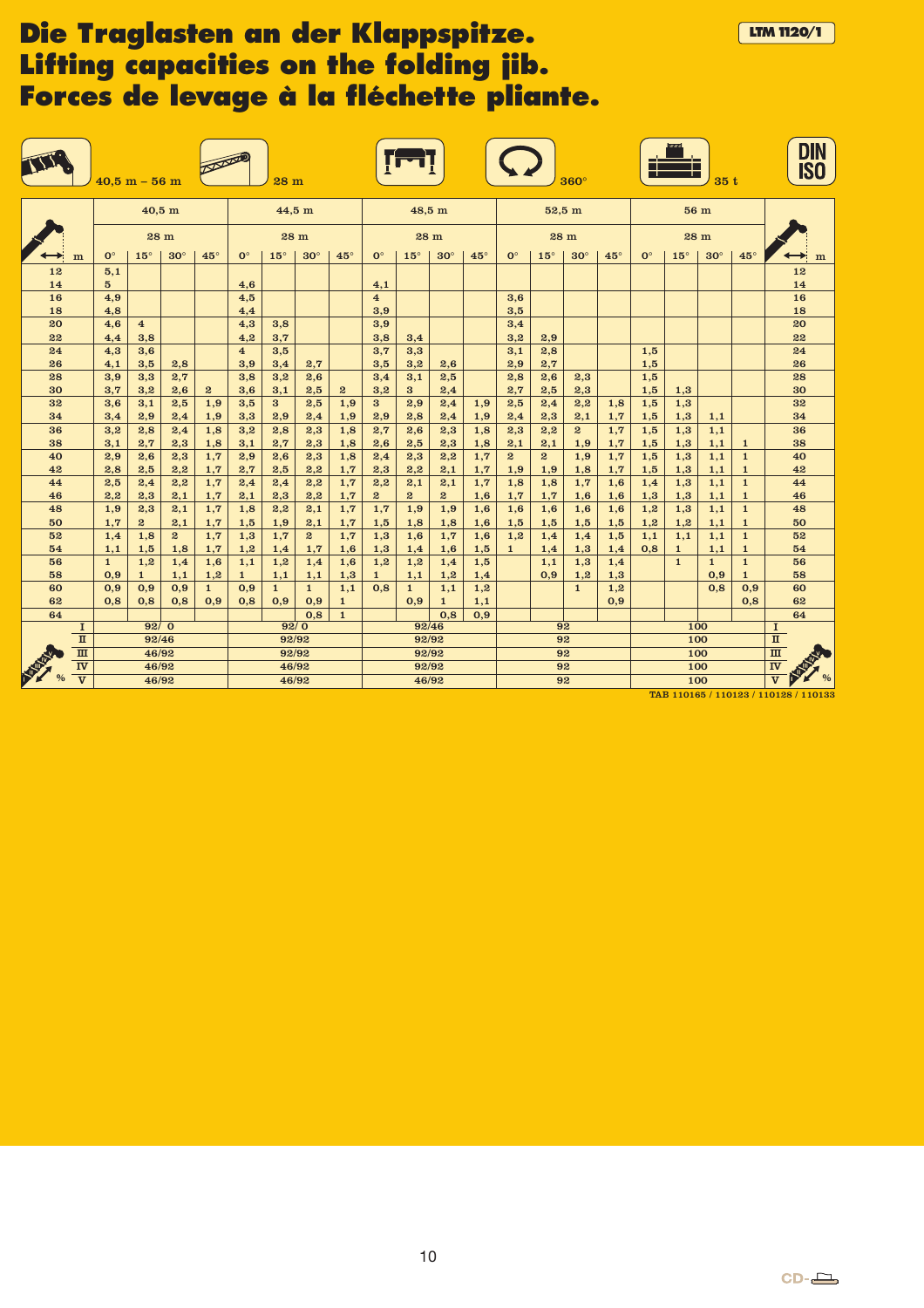# Die Traglasten an der Klappspitze.
# Lifting capacities on the folding jib.
# Forces de levage à la fléchette pliante.

LTM 1120/1

40,5 m – 56 m | 28 m | 360° | 35 t | DIN ISO

| m | 40,5 m | | | | 44,5 m | | | | 48,5 m | | | | 52,5 m | | | | 56 m | | | | m |
|---|---|---|---|---|---|---|---|---|---|---|---|---|---|---|---|---|---|---|---|---|---|
| | 28 m | | | | 28 m | | | | 28 m | | | | 28 m | | | | 28 m | | | | |
| | 0° | 15° | 30° | 45° | 0° | 15° | 30° | 45° | 0° | 15° | 30° | 45° | 0° | 15° | 30° | 45° | 0° | 15° | 30° | 45° | |
| 12 | 5,1 | | | | | | | | | | | | | | | | | | | | 12 |
| 14 | 5 | | | | 4,6 | | | | 4,1 | | | | | | | | | | | | 14 |
| 16 | 4,9 | | | | 4,5 | | | | 4 | | | | 3,6 | | | | | | | | 16 |
| 18 | 4,8 | | | | 4,4 | | | | 3,9 | | | | 3,5 | | | | | | | | 18 |
| 20 | 4,6 | 4 | | | 4,3 | 3,8 | | | 3,9 | | | | 3,4 | | | | | | | | 20 |
| 22 | 4,4 | 3,8 | | | 4,2 | 3,7 | | | 3,8 | 3,4 | | | 3,2 | 2,9 | | | | | | | 22 |
| 24 | 4,3 | 3,6 | | | 4 | 3,5 | | | 3,7 | 3,3 | | | 3,1 | 2,8 | | | 1,5 | | | | 24 |
| 26 | 4,1 | 3,5 | 2,8 | | 3,9 | 3,4 | 2,7 | | 3,5 | 3,2 | 2,6 | | 2,9 | 2,7 | | | 1,5 | | | | 26 |
| 28 | 3,9 | 3,3 | 2,7 | | 3,8 | 3,2 | 2,6 | | 3,4 | 3,1 | 2,5 | | 2,8 | 2,6 | 2,3 | | 1,5 | | | | 28 |
| 30 | 3,7 | 3,2 | 2,6 | 2 | 3,6 | 3,1 | 2,5 | 2 | 3,2 | 3 | 2,4 | | 2,7 | 2,5 | 2,3 | | 1,5 | 1,3 | | | 30 |
| 32 | 3,6 | 3,1 | 2,5 | 1,9 | 3,5 | 3 | 2,5 | 1,9 | 3 | 2,9 | 2,4 | 1,9 | 2,5 | 2,4 | 2,2 | 1,8 | 1,5 | 1,3 | | | 32 |
| 34 | 3,4 | 2,9 | 2,4 | 1,9 | 3,3 | 2,9 | 2,4 | 1,9 | 2,9 | 2,8 | 2,4 | 1,9 | 2,4 | 2,3 | 2,1 | 1,7 | 1,5 | 1,3 | 1,1 | | 34 |
| 36 | 3,2 | 2,8 | 2,4 | 1,8 | 3,2 | 2,8 | 2,3 | 1,8 | 2,7 | 2,6 | 2,3 | 1,8 | 2,3 | 2,2 | 2 | 1,7 | 1,5 | 1,3 | 1,1 | | 36 |
| 38 | 3,1 | 2,7 | 2,3 | 1,8 | 3,1 | 2,7 | 2,3 | 1,8 | 2,6 | 2,5 | 2,3 | 1,8 | 2,1 | 2,1 | 1,9 | 1,7 | 1,5 | 1,3 | 1,1 | 1 | 38 |
| 40 | 2,9 | 2,6 | 2,3 | 1,7 | 2,9 | 2,6 | 2,3 | 1,8 | 2,4 | 2,3 | 2,2 | 1,7 | 2 | 2 | 1,9 | 1,7 | 1,5 | 1,3 | 1,1 | 1 | 40 |
| 42 | 2,8 | 2,5 | 2,2 | 1,7 | 2,7 | 2,5 | 2,2 | 1,7 | 2,3 | 2,2 | 2,1 | 1,7 | 1,9 | 1,9 | 1,8 | 1,7 | 1,5 | 1,3 | 1,1 | 1 | 42 |
| 44 | 2,5 | 2,4 | 2,2 | 1,7 | 2,4 | 2,4 | 2,2 | 1,7 | 2,2 | 2,1 | 2,1 | 1,7 | 1,8 | 1,8 | 1,7 | 1,6 | 1,4 | 1,3 | 1,1 | 1 | 44 |
| 46 | 2,2 | 2,3 | 2,1 | 1,7 | 2,1 | 2,3 | 2,2 | 1,7 | 2 | 2 | 2 | 1,6 | 1,7 | 1,7 | 1,6 | 1,6 | 1,3 | 1,3 | 1,1 | 1 | 46 |
| 48 | 1,9 | 2,3 | 2,1 | 1,7 | 1,8 | 2,2 | 2,1 | 1,7 | 1,7 | 1,9 | 1,9 | 1,6 | 1,6 | 1,6 | 1,6 | 1,6 | 1,2 | 1,3 | 1,1 | 1 | 48 |
| 50 | 1,7 | 2 | 2,1 | 1,7 | 1,5 | 1,9 | 2,1 | 1,7 | 1,5 | 1,8 | 1,8 | 1,6 | 1,5 | 1,5 | 1,5 | 1,5 | 1,2 | 1,2 | 1,1 | 1 | 50 |
| 52 | 1,4 | 1,8 | 2 | 1,7 | 1,3 | 1,7 | 2 | 1,7 | 1,3 | 1,6 | 1,7 | 1,6 | 1,2 | 1,4 | 1,4 | 1,5 | 1,1 | 1,1 | 1,1 | 1 | 52 |
| 54 | 1,1 | 1,5 | 1,8 | 1,7 | 1,2 | 1,4 | 1,7 | 1,6 | 1,3 | 1,4 | 1,6 | 1,5 | 1 | 1,4 | 1,3 | 1,4 | 0,8 | 1 | 1,1 | 1 | 54 |
| 56 | 1 | 1,2 | 1,4 | 1,6 | 1,1 | 1,2 | 1,4 | 1,6 | 1,2 | 1,2 | 1,4 | 1,5 | | 1,1 | 1,3 | 1,4 | | 1 | 1 | 1 | 56 |
| 58 | 0,9 | 1 | 1,1 | 1,2 | 1 | 1,1 | 1,1 | 1,3 | 1 | 1,1 | 1,2 | 1,4 | | 0,9 | 1,2 | 1,3 | | | 0,9 | 1 | 58 |
| 60 | 0,9 | 0,9 | 0,9 | 1 | 0,9 | 1 | 1 | 1,1 | 0,8 | 1 | 1,1 | 1,2 | | | 1 | 1,2 | | | 0,8 | 0,9 | 60 |
| 62 | 0,8 | 0,8 | 0,8 | 0,9 | 0,8 | 0,9 | 0,9 | 1 | | 0,9 | 1 | 1,1 | | | | 0,9 | | | | 0,8 | 62 |
| 64 | | | | | | | 0,8 | 1 | | | 0,8 | 0,9 | | | | | | | | | 64 |
| I | 92/ 0 | | | | 92/ 0 | | | | 92/46 | | | | 92 | | | | 100 | | | | I |
| II | 92/46 | | | | 92/92 | | | | 92/92 | | | | 92 | | | | 100 | | | | II |
| III | 46/92 | | | | 92/92 | | | | 92/92 | | | | 92 | | | | 100 | | | | III |
| IV | 46/92 | | | | 46/92 | | | | 92/92 | | | | 92 | | | | 100 | | | | IV |
| V | 46/92 | | | | 46/92 | | | | 46/92 | | | | 92 | | | | 100 | | | | V |

TAB 110165 / 110123 / 110128 / 110133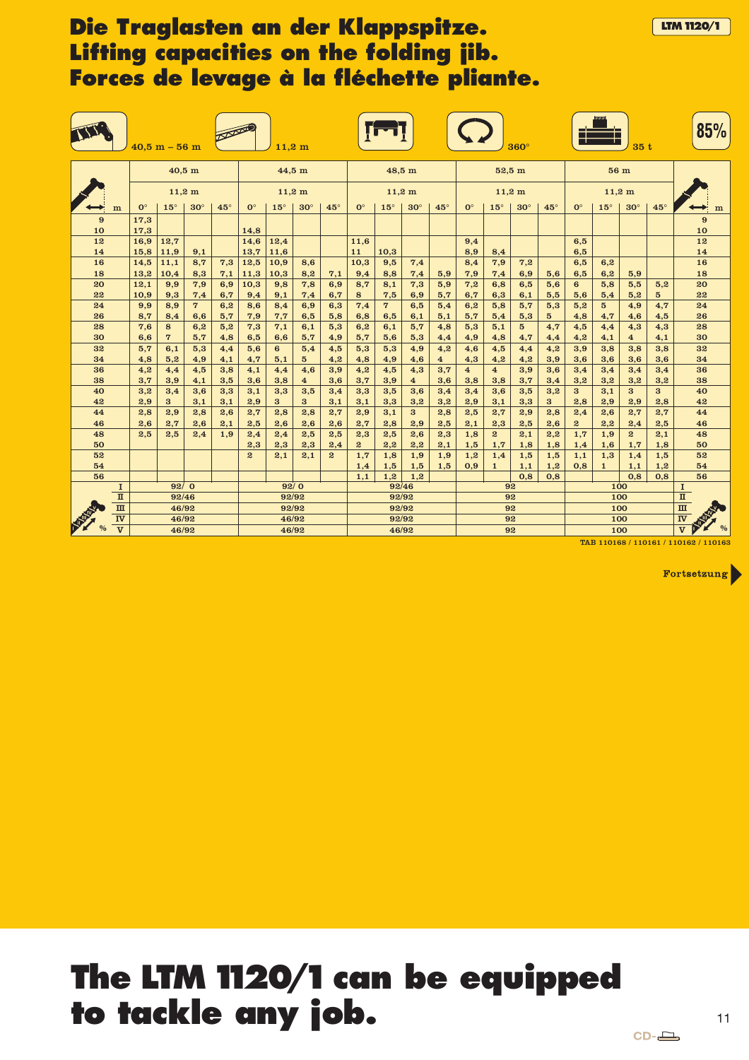# Die Traglasten an der Klappspitze.
# Lifting capacities on the folding jib.
# Forces de levage à la fléchette pliante.

LTM 1120/1

40,5 m – 56 m | 11,2 m | 360° | 35 t | 85%

| m | 40,5 m | | | | 44,5 m | | | | 48,5 m | | | | 52,5 m | | | | 56 m | | | | m |
|---|---|---|---|---|---|---|---|---|---|---|---|---|---|---|---|---|---|---|---|---|---|
| | 11,2 m | | | | 11,2 m | | | | 11,2 m | | | | 11,2 m | | | | 11,2 m | | | | |
| | 0° | 15° | 30° | 45° | 0° | 15° | 30° | 45° | 0° | 15° | 30° | 45° | 0° | 15° | 30° | 45° | 0° | 15° | 30° | 45° | |
| 9 | 17,3 | | | | | | | | | | | | | | | | | | | | 9 |
| 10 | 17,3 | | | | 14,8 | | | | | | | | | | | | | | | | 10 |
| 12 | 16,9 | 12,7 | | | 14,6 | 12,4 | | | 11,6 | | | | 9,4 | | | | 6,5 | | | | 12 |
| 14 | 15,8 | 11,9 | 9,1 | | 13,7 | 11,6 | | | 11 | 10,3 | | | 8,9 | 8,4 | | | 6,5 | | | | 14 |
| 16 | 14,5 | 11,1 | 8,7 | 7,3 | 12,5 | 10,9 | 8,6 | | 10,3 | 9,5 | 7,4 | | 8,4 | 7,9 | 7,2 | | 6,5 | 6,2 | | | 16 |
| 18 | 13,2 | 10,4 | 8,3 | 7,1 | 11,3 | 10,3 | 8,2 | 7,1 | 9,4 | 8,8 | 7,4 | 5,9 | 7,9 | 7,4 | 6,9 | 5,6 | 6,5 | 6,2 | 5,9 | | 18 |
| 20 | 12,1 | 9,9 | 7,9 | 6,9 | 10,3 | 9,8 | 7,8 | 6,9 | 8,7 | 8,1 | 7,3 | 5,9 | 7,2 | 6,8 | 6,5 | 5,6 | 6 | 5,8 | 5,5 | 5,2 | 20 |
| 22 | 10,9 | 9,3 | 7,4 | 6,7 | 9,4 | 9,1 | 7,4 | 6,7 | 8 | 7,5 | 6,9 | 5,7 | 6,7 | 6,3 | 6,1 | 5,5 | 5,6 | 5,4 | 5,2 | 5 | 22 |
| 24 | 9,9 | 8,9 | 7 | 6,2 | 8,6 | 8,4 | 6,9 | 6,3 | 7,4 | 7 | 6,5 | 5,4 | 6,2 | 5,8 | 5,7 | 5,3 | 5,2 | 5 | 4,9 | 4,7 | 24 |
| 26 | 8,7 | 8,4 | 6,6 | 5,7 | 7,9 | 7,7 | 6,5 | 5,8 | 6,8 | 6,5 | 6,1 | 5,1 | 5,7 | 5,4 | 5,3 | 5 | 4,8 | 4,7 | 4,6 | 4,5 | 26 |
| 28 | 7,6 | 8 | 6,2 | 5,2 | 7,3 | 7,1 | 6,1 | 5,3 | 6,2 | 6,1 | 5,7 | 4,8 | 5,3 | 5,1 | 5 | 4,7 | 4,5 | 4,4 | 4,3 | 4,3 | 28 |
| 30 | 6,6 | 7 | 5,7 | 4,8 | 6,5 | 6,6 | 5,7 | 4,9 | 5,7 | 5,6 | 5,3 | 4,4 | 4,9 | 4,8 | 4,7 | 4,4 | 4,2 | 4,1 | 4 | 4,1 | 30 |
| 32 | 5,7 | 6,1 | 5,3 | 4,4 | 5,6 | 6 | 5,4 | 4,5 | 5,3 | 5,3 | 4,9 | 4,2 | 4,6 | 4,5 | 4,4 | 4,2 | 3,9 | 3,8 | 3,8 | 3,8 | 32 |
| 34 | 4,8 | 5,2 | 4,9 | 4,1 | 4,7 | 5,1 | 5 | 4,2 | 4,8 | 4,9 | 4,6 | 4 | 4,3 | 4,2 | 4,2 | 3,9 | 3,6 | 3,6 | 3,6 | 3,6 | 34 |
| 36 | 4,2 | 4,4 | 4,5 | 3,8 | 4,1 | 4,4 | 4,6 | 3,9 | 4,2 | 4,5 | 4,3 | 3,7 | 4 | 4 | 3,9 | 3,6 | 3,4 | 3,4 | 3,4 | 3,4 | 36 |
| 38 | 3,7 | 3,9 | 4,1 | 3,5 | 3,6 | 3,8 | 4 | 3,6 | 3,7 | 3,9 | 4 | 3,6 | 3,8 | 3,8 | 3,7 | 3,4 | 3,2 | 3,2 | 3,2 | 3,2 | 38 |
| 40 | 3,2 | 3,4 | 3,6 | 3,3 | 3,1 | 3,3 | 3,5 | 3,4 | 3,3 | 3,5 | 3,6 | 3,4 | 3,4 | 3,6 | 3,5 | 3,2 | 3 | 3,1 | 3 | 3 | 40 |
| 42 | 2,9 | 3 | 3,1 | 3,1 | 2,9 | 3 | 3 | 3,1 | 3,1 | 3,3 | 3,2 | 3,2 | 2,9 | 3,1 | 3,3 | 3 | 2,8 | 2,9 | 2,9 | 2,8 | 42 |
| 44 | 2,8 | 2,9 | 2,8 | 2,6 | 2,7 | 2,8 | 2,8 | 2,7 | 2,9 | 3,1 | 3 | 2,8 | 2,5 | 2,7 | 2,9 | 2,8 | 2,4 | 2,6 | 2,7 | 2,7 | 44 |
| 46 | 2,6 | 2,7 | 2,6 | 2,1 | 2,5 | 2,6 | 2,6 | 2,6 | 2,7 | 2,8 | 2,9 | 2,5 | 2,1 | 2,3 | 2,5 | 2,6 | 2 | 2,2 | 2,4 | 2,5 | 46 |
| 48 | 2,5 | 2,5 | 2,4 | 1,9 | 2,4 | 2,4 | 2,5 | 2,5 | 2,3 | 2,5 | 2,6 | 2,3 | 1,8 | 2 | 2,1 | 2,2 | 1,7 | 1,9 | 2 | 2,1 | 48 |
| 50 | | | | | 2,3 | 2,3 | 2,3 | 2,4 | 2 | 2,2 | 2,2 | 2,1 | 1,5 | 1,7 | 1,8 | 1,8 | 1,4 | 1,6 | 1,7 | 1,8 | 50 |
| 52 | | | | | 2 | 2,1 | 2,1 | 2 | 1,7 | 1,8 | 1,9 | 1,9 | 1,2 | 1,4 | 1,5 | 1,5 | 1,1 | 1,3 | 1,4 | 1,5 | 52 |
| 54 | | | | | | | | | 1,4 | 1,5 | 1,5 | 1,5 | 0,9 | 1 | 1,1 | 1,2 | 0,8 | 1 | 1,1 | 1,2 | 54 |
| 56 | | | | | | | | | 1,1 | 1,2 | 1,2 | | | | 0,8 | 0,8 | | | 0,8 | 0,8 | 56 |
| I | 92/ 0 | | | | 92/ 0 | | | | 92/46 | | | | 92 | | | | 100 | | | | I |
| II | 92/46 | | | | 92/92 | | | | 92/92 | | | | 92 | | | | 100 | | | | II |
| III | 46/92 | | | | 92/92 | | | | 92/92 | | | | 92 | | | | 100 | | | | III |
| IV | 46/92 | | | | 46/92 | | | | 92/92 | | | | 92 | | | | 100 | | | | IV |
| V % | 46/92 | | | | 46/92 | | | | 46/92 | | | | 92 | | | | 100 | | | | V % |

TAB 110168 / 110161 / 110162 / 110163

Fortsetzung

# The LTM 1120/1 can be equipped to tackle any job.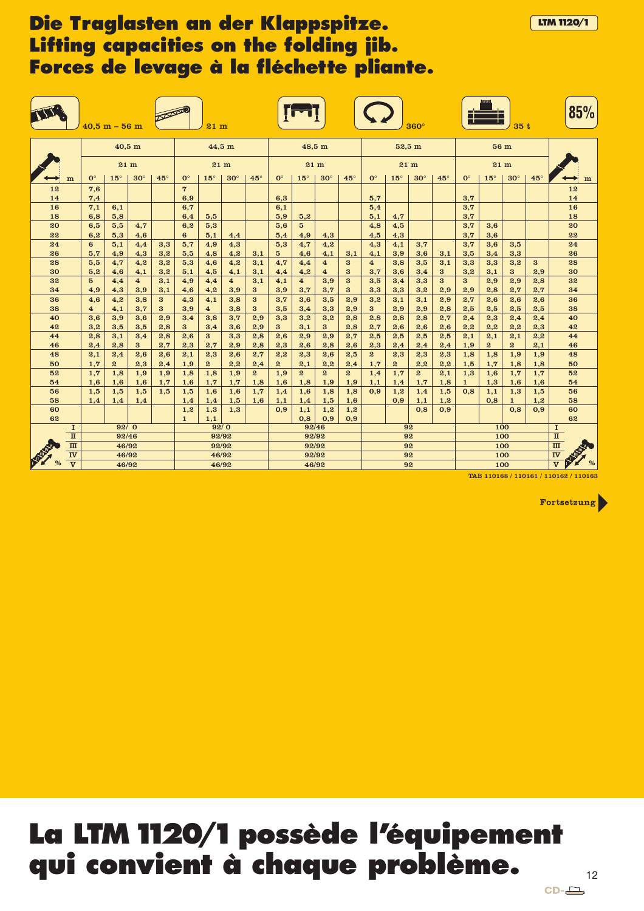# Die Traglasten an der Klappspitze.
# Lifting capacities on the folding jib.
# Forces de levage à la fléchette pliante.

40,5 m – 56 m | 21 m | 360° | 35 t | 85%

| m | 40,5 m | | | | 44,5 m | | | | 48,5 m | | | | 52,5 m | | | | 56 m | | | | m |
|---|---|---|---|---|---|---|---|---|---|---|---|---|---|---|---|---|---|---|---|---|---|
| | 21 m | | | | 21 m | | | | 21 m | | | | 21 m | | | | 21 m | | | | |
| | 0° | 15° | 30° | 45° | 0° | 15° | 30° | 45° | 0° | 15° | 30° | 45° | 0° | 15° | 30° | 45° | 0° | 15° | 30° | 45° | |
| 12 | 7,6 | | | | 7 | | | | | | | | | | | | | | | | 12 |
| 14 | 7,4 | | | | 6,9 | | | | 6,3 | | | | 5,7 | | | | 3,7 | | | | 14 |
| 16 | 7,1 | 6,1 | | | 6,7 | | | | 6,1 | | | | 5,4 | | | | 3,7 | | | | 16 |
| 18 | 6,8 | 5,8 | | | 6,4 | 5,5 | | | 5,9 | 5,2 | | | 5,1 | 4,7 | | | 3,7 | | | | 18 |
| 20 | 6,5 | 5,5 | 4,7 | | 6,2 | 5,3 | | | 5,6 | 5 | | | 4,8 | 4,5 | | | 3,7 | 3,6 | | | 20 |
| 22 | 6,2 | 5,3 | 4,6 | | 6 | 5,1 | 4,4 | | 5,4 | 4,9 | 4,3 | | 4,5 | 4,3 | | | 3,7 | 3,6 | | | 22 |
| 24 | 6 | 5,1 | 4,4 | 3,3 | 5,7 | 4,9 | 4,3 | | 5,3 | 4,7 | 4,2 | | 4,3 | 4,1 | 3,7 | | 3,7 | 3,6 | 3,5 | | 24 |
| 26 | 5,7 | 4,9 | 4,3 | 3,2 | 5,5 | 4,8 | 4,2 | 3,1 | 5 | 4,6 | 4,1 | 3,1 | 4,1 | 3,9 | 3,6 | 3,1 | 3,5 | 3,4 | 3,3 | | 26 |
| 28 | 5,5 | 4,7 | 4,2 | 3,2 | 5,3 | 4,6 | 4,2 | 3,1 | 4,7 | 4,4 | 4 | 3 | 4 | 3,8 | 3,5 | 3,1 | 3,3 | 3,3 | 3,2 | 3 | 28 |
| 30 | 5,2 | 4,6 | 4,1 | 3,2 | 5,1 | 4,5 | 4,1 | 3,1 | 4,4 | 4,2 | 4 | 3 | 3,7 | 3,6 | 3,4 | 3 | 3,2 | 3,1 | 3 | 2,9 | 30 |
| 32 | 5 | 4,4 | 4 | 3,1 | 4,9 | 4,4 | 4 | 3,1 | 4,1 | 4 | 3,9 | 3 | 3,5 | 3,4 | 3,3 | 3 | 3 | 2,9 | 2,9 | 2,8 | 32 |
| 34 | 4,9 | 4,3 | 3,9 | 3,1 | 4,6 | 4,2 | 3,9 | 3 | 3,9 | 3,7 | 3,7 | 3 | 3,3 | 3,3 | 3,2 | 2,9 | 2,9 | 2,8 | 2,7 | 2,7 | 34 |
| 36 | 4,6 | 4,2 | 3,8 | 3 | 4,3 | 4,1 | 3,8 | 3 | 3,7 | 3,6 | 3,5 | 2,9 | 3,2 | 3,1 | 3,1 | 2,9 | 2,7 | 2,6 | 2,6 | 2,6 | 36 |
| 38 | 4 | 4,1 | 3,7 | 3 | 3,9 | 4 | 3,8 | 3 | 3,5 | 3,4 | 3,3 | 2,9 | 3 | 2,9 | 2,9 | 2,8 | 2,5 | 2,5 | 2,5 | 2,5 | 38 |
| 40 | 3,6 | 3,9 | 3,6 | 2,9 | 3,4 | 3,8 | 3,7 | 2,9 | 3,3 | 3,2 | 3,2 | 2,8 | 2,8 | 2,8 | 2,8 | 2,7 | 2,4 | 2,3 | 2,4 | 2,4 | 40 |
| 42 | 3,2 | 3,5 | 3,5 | 2,8 | 3 | 3,4 | 3,6 | 2,9 | 3 | 3,1 | 3 | 2,8 | 2,7 | 2,6 | 2,6 | 2,6 | 2,2 | 2,2 | 2,2 | 2,3 | 42 |
| 44 | 2,8 | 3,1 | 3,4 | 2,8 | 2,6 | 3 | 3,3 | 2,8 | 2,6 | 2,9 | 2,9 | 2,7 | 2,5 | 2,5 | 2,5 | 2,5 | 2,1 | 2,1 | 2,1 | 2,2 | 44 |
| 46 | 2,4 | 2,8 | 3 | 2,7 | 2,3 | 2,7 | 2,9 | 2,8 | 2,3 | 2,6 | 2,8 | 2,6 | 2,3 | 2,4 | 2,4 | 2,4 | 1,9 | 2 | 2 | 2,1 | 46 |
| 48 | 2,1 | 2,4 | 2,6 | 2,6 | 2,1 | 2,3 | 2,6 | 2,7 | 2,2 | 2,3 | 2,6 | 2,5 | 2 | 2,3 | 2,3 | 2,3 | 1,8 | 1,8 | 1,9 | 1,9 | 48 |
| 50 | 1,7 | 2 | 2,3 | 2,4 | 1,9 | 2 | 2,2 | 2,4 | 2 | 2,1 | 2,2 | 2,4 | 1,7 | 2 | 2,2 | 2,2 | 1,5 | 1,7 | 1,8 | 1,8 | 50 |
| 52 | 1,7 | 1,8 | 1,9 | 1,9 | 1,8 | 1,8 | 1,9 | 2 | 1,9 | 2 | 2 | 2 | 1,4 | 1,7 | 2 | 2,1 | 1,3 | 1,6 | 1,7 | 1,7 | 52 |
| 54 | 1,6 | 1,6 | 1,6 | 1,7 | 1,6 | 1,7 | 1,7 | 1,8 | 1,6 | 1,8 | 1,9 | 1,9 | 1,1 | 1,4 | 1,7 | 1,8 | 1 | 1,3 | 1,6 | 1,6 | 54 |
| 56 | 1,5 | 1,5 | 1,5 | 1,5 | 1,5 | 1,6 | 1,6 | 1,7 | 1,4 | 1,6 | 1,8 | 1,8 | 0,9 | 1,2 | 1,4 | 1,5 | 0,8 | 1,1 | 1,3 | 1,5 | 56 |
| 58 | 1,4 | 1,4 | 1,4 | | 1,4 | 1,4 | 1,5 | 1,6 | 1,1 | 1,4 | 1,5 | 1,6 | | 0,9 | 1,1 | 1,2 | | 0,8 | 1 | 1,2 | 58 |
| 60 | | | | | 1,2 | 1,3 | 1,3 | | 0,9 | 1,1 | 1,2 | 1,2 | | | 0,8 | 0,9 | | | 0,8 | 0,9 | 60 |
| 62 | | | | | 1 | 1,1 | | | | 0,8 | 0,9 | 0,9 | | | | | | | | | 62 |
| I | 92/ 0 | | | | 92/ 0 | | | | 92/46 | | | | 92 | | | | 100 | | | | I |
| II | 92/46 | | | | 92/92 | | | | 92/92 | | | | 92 | | | | 100 | | | | II |
| III | 46/92 | | | | 92/92 | | | | 92/92 | | | | 92 | | | | 100 | | | | III |
| IV | 46/92 | | | | 46/92 | | | | 92/92 | | | | 92 | | | | 100 | | | | IV |
| V | 46/92 | | | | 46/92 | | | | 46/92 | | | | 92 | | | | 100 | | | | V |

TAB 110168 / 110161 / 110162 / 110163

Fortsetzung

# La LTM 1120/1 possède l'équipement qui convient à chaque problème.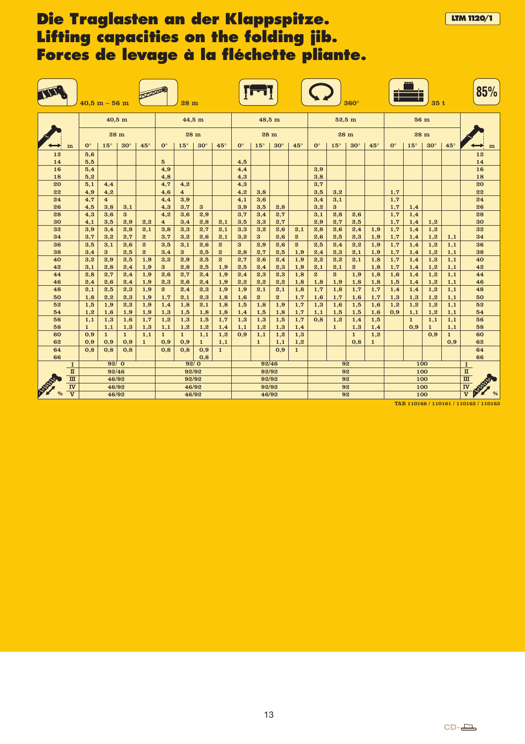# Die Traglasten an der Klappspitze.
# Lifting capacities on the folding jib.
# Forces de levage à la fléchette pliante.

LTM 1120/1

40,5 m – 56 m | 28 m | 360° | 35 t | 85%

| m | 40,5 m | | | | 44,5 m | | | | 48,5 m | | | | 52,5 m | | | | 56 m | | | | m |
|---|---|---|---|---|---|---|---|---|---|---|---|---|---|---|---|---|---|---|---|---|---|
| | 28 m | | | | 28 m | | | | 28 m | | | | 28 m | | | | 28 m | | | | |
| | 0° | 15° | 30° | 45° | 0° | 15° | 30° | 45° | 0° | 15° | 30° | 45° | 0° | 15° | 30° | 45° | 0° | 15° | 30° | 45° | |
| 12 | 5,6 | | | | | | | | | | | | | | | | | | | | 12 |
| 14 | 5,5 | | | | 5 | | | | 4,5 | | | | | | | | | | | | 14 |
| 16 | 5,4 | | | | 4,9 | | | | 4,4 | | | | 3,9 | | | | | | | | 16 |
| 18 | 5,2 | | | | 4,8 | | | | 4,3 | | | | 3,8 | | | | | | | | 18 |
| 20 | 5,1 | 4,4 | | | 4,7 | 4,2 | | | 4,3 | | | | 3,7 | | | | | | | | 20 |
| 22 | 4,9 | 4,2 | | | 4,6 | 4 | | | 4,2 | 3,8 | | | 3,5 | 3,2 | | | 1,7 | | | | 22 |
| 24 | 4,7 | 4 | | | 4,4 | 3,9 | | | 4,1 | 3,6 | | | 3,4 | 3,1 | | | 1,7 | | | | 24 |
| 26 | 4,5 | 3,8 | 3,1 | | 4,3 | 3,7 | 3 | | 3,9 | 3,5 | 2,8 | | 3,2 | 3 | | | 1,7 | 1,4 | | | 26 |
| 28 | 4,3 | 3,6 | 3 | | 4,2 | 3,6 | 2,9 | | 3,7 | 3,4 | 2,7 | | 3,1 | 2,8 | 2,6 | | 1,7 | 1,4 | | | 28 |
| 30 | 4,1 | 3,5 | 2,9 | 2,2 | 4 | 3,4 | 2,8 | 2,1 | 3,5 | 3,3 | 2,7 | | 2,9 | 2,7 | 2,5 | | 1,7 | 1,4 | 1,2 | | 30 |
| 32 | 3,9 | 3,4 | 2,8 | 2,1 | 3,8 | 3,3 | 2,7 | 2,1 | 3,3 | 3,2 | 2,6 | 2,1 | 2,8 | 2,6 | 2,4 | 1,9 | 1,7 | 1,4 | 1,2 | | 32 |
| 34 | 3,7 | 3,2 | 2,7 | 2 | 3,7 | 3,2 | 2,6 | 2,1 | 3,2 | 3 | 2,6 | 2 | 2,6 | 2,5 | 2,3 | 1,9 | 1,7 | 1,4 | 1,2 | 1,1 | 34 |
| 36 | 3,5 | 3,1 | 2,6 | 2 | 3,5 | 3,1 | 2,6 | 2 | 3 | 2,9 | 2,6 | 2 | 2,5 | 2,4 | 2,2 | 1,9 | 1,7 | 1,4 | 1,2 | 1,1 | 36 |
| 38 | 3,4 | 3 | 2,5 | 2 | 3,4 | 3 | 2,5 | 2 | 2,8 | 2,7 | 2,5 | 1,9 | 2,4 | 2,3 | 2,1 | 1,9 | 1,7 | 1,4 | 1,2 | 1,1 | 38 |
| 40 | 3,2 | 2,9 | 2,5 | 1,9 | 3,2 | 2,9 | 2,5 | 2 | 2,7 | 2,6 | 2,4 | 1,9 | 2,2 | 2,2 | 2,1 | 1,8 | 1,7 | 1,4 | 1,2 | 1,1 | 40 |
| 42 | 3,1 | 2,8 | 2,4 | 1,9 | 3 | 2,8 | 2,5 | 1,9 | 2,5 | 2,4 | 2,3 | 1,9 | 2,1 | 2,1 | 2 | 1,8 | 1,7 | 1,4 | 1,2 | 1,1 | 42 |
| 44 | 2,8 | 2,7 | 2,4 | 1,9 | 2,6 | 2,7 | 2,4 | 1,9 | 2,4 | 2,3 | 2,3 | 1,8 | 2 | 2 | 1,9 | 1,8 | 1,6 | 1,4 | 1,2 | 1,1 | 44 |
| 46 | 2,4 | 2,6 | 2,4 | 1,9 | 2,3 | 2,6 | 2,4 | 1,9 | 2,2 | 2,2 | 2,2 | 1,8 | 1,8 | 1,9 | 1,8 | 1,8 | 1,5 | 1,4 | 1,2 | 1,1 | 46 |
| 48 | 2,1 | 2,5 | 2,3 | 1,9 | 2 | 2,4 | 2,3 | 1,9 | 1,9 | 2,1 | 2,1 | 1,8 | 1,7 | 1,8 | 1,7 | 1,7 | 1,4 | 1,4 | 1,2 | 1,1 | 48 |
| 50 | 1,8 | 2,2 | 2,3 | 1,9 | 1,7 | 2,1 | 2,3 | 1,8 | 1,6 | 2 | 2 | 1,7 | 1,6 | 1,7 | 1,6 | 1,7 | 1,3 | 1,3 | 1,2 | 1,1 | 50 |
| 52 | 1,5 | 1,9 | 2,2 | 1,9 | 1,4 | 1,8 | 2,1 | 1,8 | 1,5 | 1,8 | 1,9 | 1,7 | 1,3 | 1,6 | 1,5 | 1,6 | 1,2 | 1,2 | 1,2 | 1,1 | 52 |
| 54 | 1,2 | 1,6 | 1,9 | 1,9 | 1,3 | 1,5 | 1,8 | 1,8 | 1,4 | 1,5 | 1,8 | 1,7 | 1,1 | 1,5 | 1,5 | 1,6 | 0,9 | 1,1 | 1,2 | 1,1 | 54 |
| 56 | 1,1 | 1,3 | 1,6 | 1,7 | 1,2 | 1,3 | 1,5 | 1,7 | 1,3 | 1,3 | 1,5 | 1,7 | 0,8 | 1,2 | 1,4 | 1,5 | | 1 | 1,1 | 1,1 | 56 |
| 58 | 1 | 1,1 | 1,3 | 1,3 | 1,1 | 1,2 | 1,2 | 1,4 | 1,1 | 1,2 | 1,3 | 1,4 | | 1 | 1,3 | 1,4 | | 0,9 | 1 | 1,1 | 58 |
| 60 | 0,9 | 1 | 1 | 1,1 | 1 | 1 | 1,1 | 1,2 | 0,9 | 1,1 | 1,2 | 1,3 | | | 1 | 1,2 | | | 0,9 | 1 | 60 |
| 62 | 0,9 | 0,9 | 0,9 | 1 | 0,9 | 0,9 | 1 | 1,1 | | 1 | 1,1 | 1,2 | | | 0,8 | 1 | | | | 0,9 | 62 |
| 64 | 0,8 | 0,8 | 0,8 | | 0,8 | 0,8 | 0,9 | 1 | | | 0,9 | 1 | | | | | | | | | 64 |
| 66 | | | | | | | 0,8 | | | | | | | | | | | | | | 66 |
| I | 92/ 0 | | | | 92/ 0 | | | | 92/46 | | | | 92 | | | | 100 | | | | I |
| II | 92/46 | | | | 92/92 | | | | 92/92 | | | | 92 | | | | 100 | | | | II |
| III | 46/92 | | | | 92/92 | | | | 92/92 | | | | 92 | | | | 100 | | | | III |
| IV | 46/92 | | | | 46/92 | | | | 92/92 | | | | 92 | | | | 100 | | | | IV |
| V | 46/92 | | | | 46/92 | | | | 46/92 | | | | 92 | | | | 100 | | | | V |

TAB 110168 / 110161 / 110162 / 110163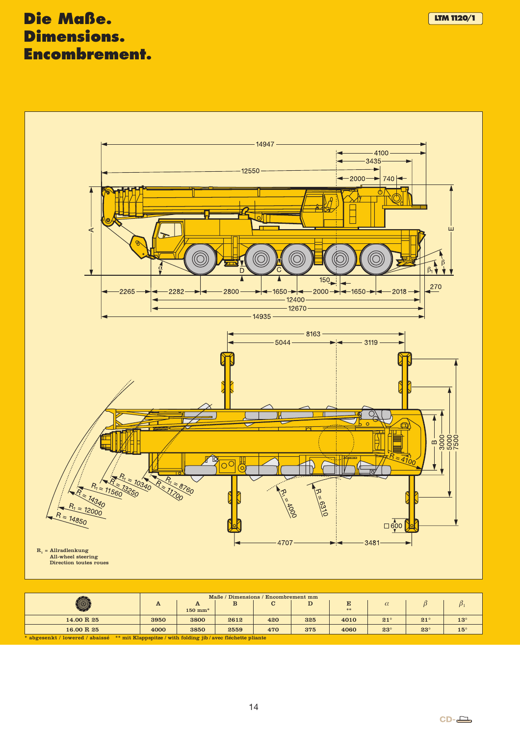# Die Maße. Dimensions. Encombrement.

LTM 1120/1

R₁ = Allradlenkung
All-wheel steering
Direction toutes roues

| | Maße / Dimensions / Encombrement mm | | | | | | | | |
|---|---|---|---|---|---|---|---|---|---|
| | A | A 150 mm* | B | C | D | E ** | α | β | $β_1$ |
| 14.00 R 25 | 3950 | 3800 | 2612 | 420 | 325 | 4010 | 21° | 21° | 13° |
| 16.00 R 25 | 4000 | 3850 | 2559 | 470 | 375 | 4060 | 23° | 23° | 15° |

\* abgesenkt / lowered / abaissé  ** mit Klappspitze / with folding jib / avec fléchette pliante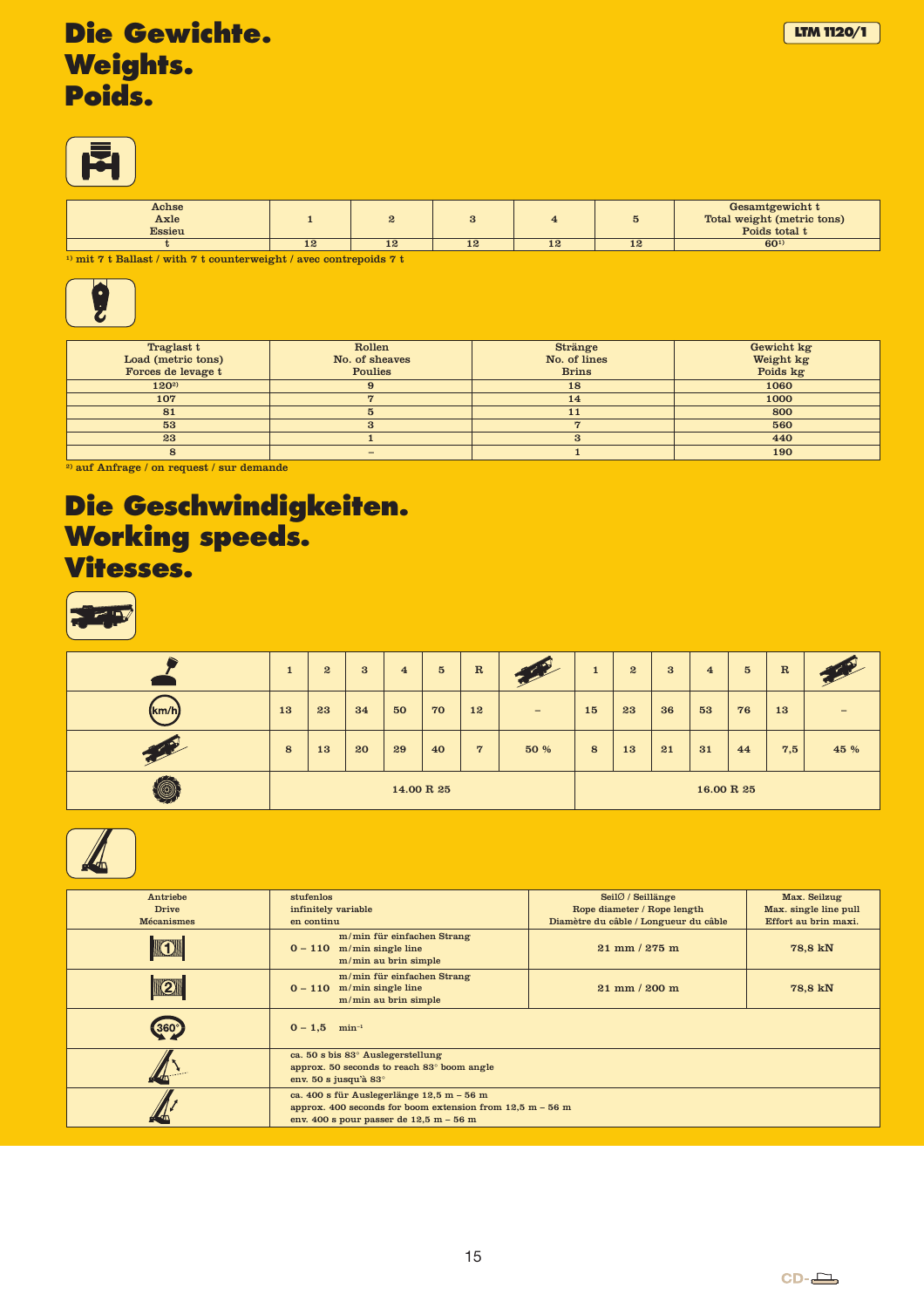# Die Gewichte.
# Weights.
# Poids.

| Achse<br>Axle<br>Essieu | 1 | 2 | 3 | 4 | 5 | Gesamtgewicht t<br>Total weight (metric tons)<br>Poids total t |
|---|---|---|---|---|---|---|
| t | 12 | 12 | 12 | 12 | 12 | 60[1] |

[1] mit 7 t Ballast / with 7 t counterweight / avec contrepoids 7 t

| Traglast t<br>Load (metric tons)<br>Forces de levage t | Rollen<br>No. of sheaves<br>Poulies | Stränge<br>No. of lines<br>Brins | Gewicht kg<br>Weight kg<br>Poids kg |
|---|---|---|---|
| 120[2] | 9 | 18 | 1060 |
| 107 | 7 | 14 | 1000 |
| 81 | 5 | 11 | 800 |
| 53 | 3 | 7 | 560 |
| 23 | 1 | 3 | 440 |
| 8 | – | 1 | 190 |

[2] auf Anfrage / on request / sur demande

# Die Geschwindigkeiten.
# Working speeds.
# Vitesses.

| | 1 | 2 | 3 | 4 | 5 | R | | 1 | 2 | 3 | 4 | 5 | R | |
|---|---|---|---|---|---|---|---|---|---|---|---|---|---|---|
| km/h | 13 | 23 | 34 | 50 | 70 | 12 | – | 15 | 23 | 36 | 53 | 76 | 13 | – |
| | 8 | 13 | 20 | 29 | 40 | 7 | 50 % | 8 | 13 | 21 | 31 | 44 | 7,5 | 45 % |
| | 14.00 R 25 | | | | | | | 16.00 R 25 | | | | | | |

| Antriebe<br>Drive<br>Mécanismes | stufenlos<br>infinitely variable<br>en continu | Seil∅ / Seillänge<br>Rope diameter / Rope length<br>Diamètre du câble / Longueur du câble | Max. Seilzug<br>Max. single line pull<br>Effort au brin maxi. |
|---|---|---|---|
| 1 | 0 – 110 m/min für einfachen Strang<br>m/min single line<br>m/min au brin simple | 21 mm / 275 m | 78,8 kN |
| 2 | 0 – 110 m/min für einfachen Strang<br>m/min single line<br>m/min au brin simple | 21 mm / 200 m | 78,8 kN |
| 360° | 0 – 1,5 min⁻¹ | | |
| | ca. 50 s bis 83° Auslegerstellung<br>approx. 50 seconds to reach 83° boom angle<br>env. 50 s jusqu'à 83° | | |
| | ca. 400 s für Auslegerlänge 12,5 m – 56 m<br>approx. 400 seconds for boom extension from 12,5 m – 56 m<br>env. 400 s pour passer de 12,5 m – 56 m | | |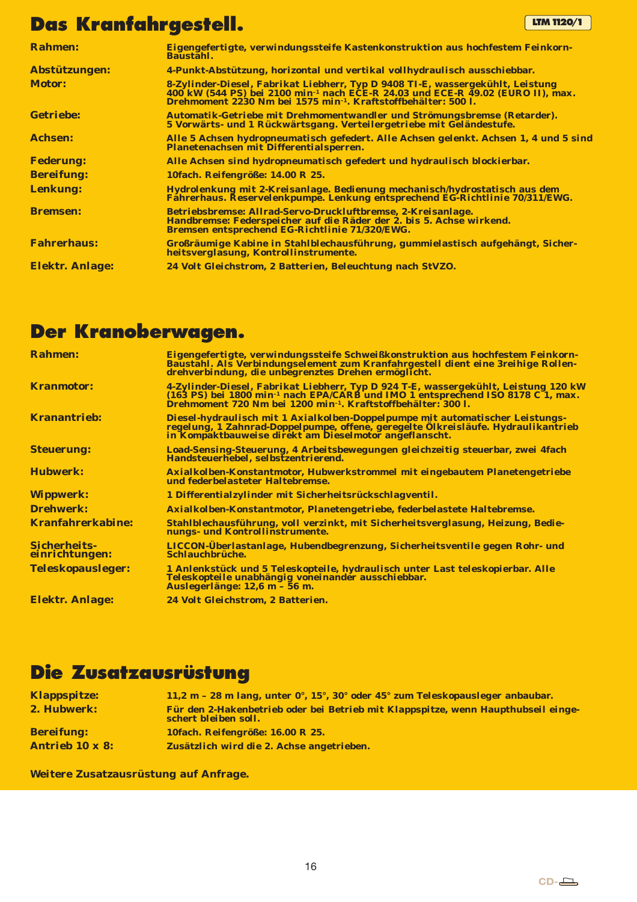# Das Kranfahrgestell.

LTM 1120/1

| | |
|---|---|
| **Rahmen:** | **Eigengefertigte, verwindungssteife Kastenkonstruktion aus hochfestem Feinkorn-Baustahl.** |
| **Abstützungen:** | **4-Punkt-Abstützung, horizontal und vertikal vollhydraulisch ausschiebbar.** |
| **Motor:** | **8-Zylinder-Diesel, Fabrikat Liebherr, Typ D 9408 TI-E, wassergekühlt, Leistung 400 kW (544 PS) bei 2100 min$^{-1}$ nach ECE-R 24.03 und ECE-R 49.02 (EURO II), max. Drehmoment 2230 Nm bei 1575 min$^{-1}$. Kraftstoffbehälter: 500 l.** |
| **Getriebe:** | **Automatik-Getriebe mit Drehmomentwandler und Strömungsbremse (Retarder). 5 Vorwärts- und 1 Rückwärtsgang. Verteilergetriebe mit Geländestufe.** |
| **Achsen:** | **Alle 5 Achsen hydropneumatisch gefedert. Alle Achsen gelenkt. Achsen 1, 4 und 5 sind Planetenachsen mit Differentialsperren.** |
| **Federung:** | **Alle Achsen sind hydropneumatisch gefedert und hydraulisch blockierbar.** |
| **Bereifung:** | **10fach. Reifengröße: 14.00 R 25.** |
| **Lenkung:** | **Hydrolenkung mit 2-Kreisanlage. Bedienung mechanisch/hydrostatisch aus dem Fahrerhaus. Reservelenkpumpe. Lenkung entsprechend EG-Richtlinie 70/311/EWG.** |
| **Bremsen:** | **Betriebsbremse: Allrad-Servo-Druckluftbremse, 2-Kreisanlage. Handbremse: Federspeicher auf die Räder der 2. bis 5. Achse wirkend. Bremsen entsprechend EG-Richtlinie 71/320/EWG.** |
| **Fahrerhaus:** | **Großräumige Kabine in Stahlblechausführung, gummielastisch aufgehängt, Sicherheitsverglasung, Kontrollinstrumente.** |
| **Elektr. Anlage:** | **24 Volt Gleichstrom, 2 Batterien, Beleuchtung nach StVZO.** |

# Der Kranoberwagen.

| | |
|---|---|
| **Rahmen:** | **Eigengefertigte, verwindungssteife Schweißkonstruktion aus hochfestem Feinkorn-Baustahl. Als Verbindungselement zum Kranfahrgestell dient eine 3reihige Rollendrehverbindung, die unbegrenztes Drehen ermöglicht.** |
| **Kranmotor:** | **4-Zylinder-Diesel, Fabrikat Liebherr, Typ D 924 T-E, wassergekühlt, Leistung 120 kW (163 PS) bei 1800 min$^{-1}$ nach EPA/CARB und IMO 1 entsprechend ISO 8178 C 1, max. Drehmoment 720 Nm bei 1200 min$^{-1}$. Kraftstoffbehälter: 300 l.** |
| **Kranantrieb:** | **Diesel-hydraulisch mit 1 Axialkolben-Doppelpumpe mit automatischer Leistungsregelung, 1 Zahnrad-Doppelpumpe, offene, geregelte Ölkreisläufe. Hydraulikantrieb in Kompaktbauweise direkt am Dieselmotor angeflanscht.** |
| **Steuerung:** | **Load-Sensing-Steuerung, 4 Arbeitsbewegungen gleichzeitig steuerbar, zwei 4fach Handsteuerhebel, selbstzentrierend.** |
| **Hubwerk:** | **Axialkolben-Konstantmotor, Hubwerkstrommel mit eingebautem Planetengetriebe und federbelasteter Haltebremse.** |
| **Wippwerk:** | **1 Differentialzylinder mit Sicherheitsrückschlagventil.** |
| **Drehwerk:** | **Axialkolben-Konstantmotor, Planetengetriebe, federbelastete Haltebremse.** |
| **Kranfahrerkabine:** | **Stahlblechausführung, voll verzinkt, mit Sicherheitsverglasung, Heizung, Bedienungs- und Kontrollinstrumente.** |
| **Sicherheitseinrichtungen:** | **LICCON-Überlastanlage, Hubendbegrenzung, Sicherheitsventile gegen Rohr- und Schlauchbrüche.** |
| **Teleskopausleger:** | **1 Anlenkstück und 5 Teleskopteile, hydraulisch unter Last teleskopierbar. Alle Teleskopteile unabhängig voneinander ausschiebbar. Auslegerlänge: 12,6 m – 56 m.** |
| **Elektr. Anlage:** | **24 Volt Gleichstrom, 2 Batterien.** |

# Die Zusatzausrüstung

| | |
|---|---|
| **Klappspitze:** | **11,2 m – 28 m lang, unter 0°, 15°, 30° oder 45° zum Teleskopausleger anbaubar.** |
| **2. Hubwerk:** | **Für den 2-Hakenbetrieb oder bei Betrieb mit Klappspitze, wenn Haupthubseil eingeschert bleiben soll.** |
| **Bereifung:** | **10fach. Reifengröße: 16.00 R 25.** |
| **Antrieb 10 x 8:** | **Zusätzlich wird die 2. Achse angetrieben.** |

**Weitere Zusatzausrüstung auf Anfrage.**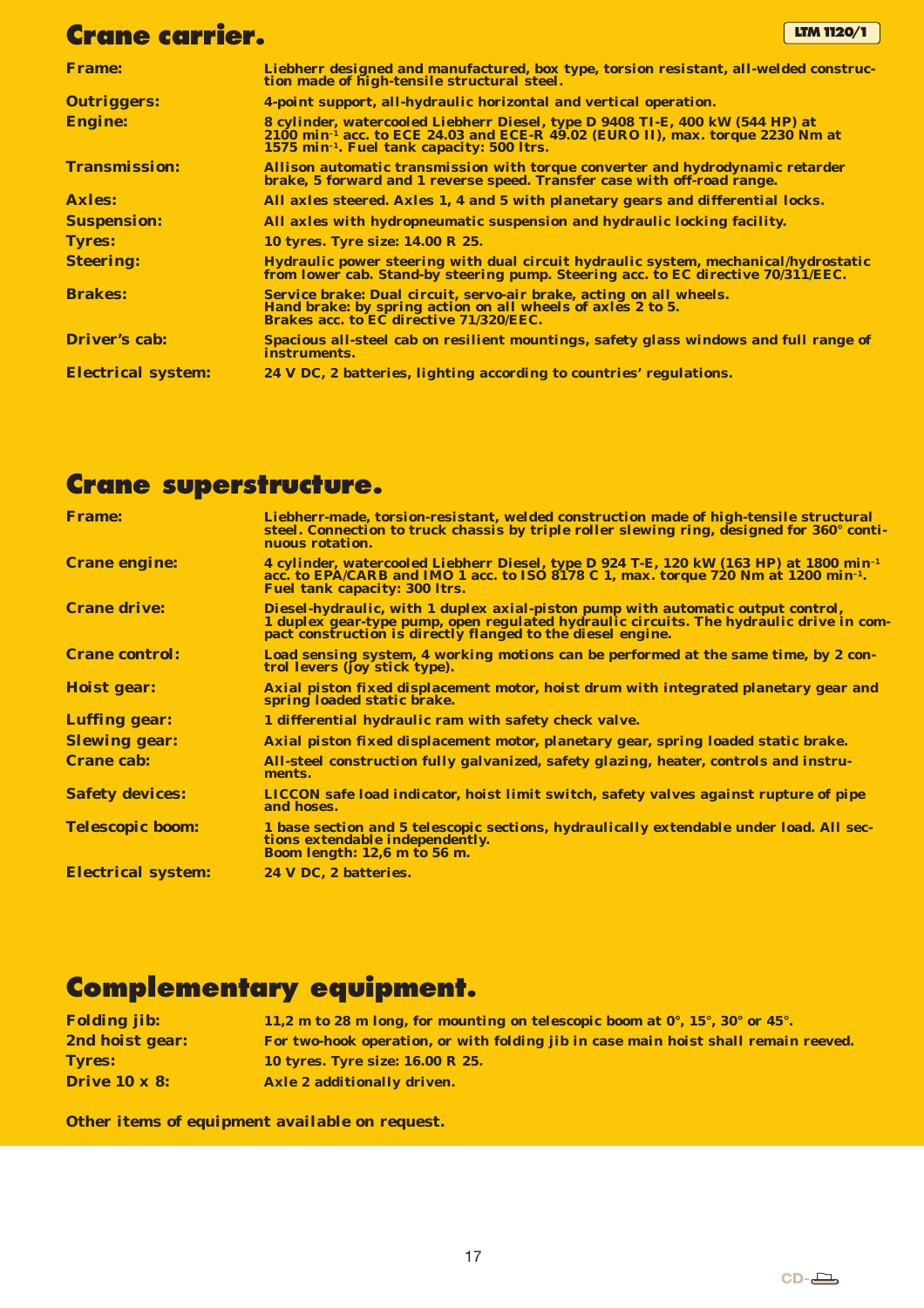# Crane carrier.

LTM 1120/1

| | |
|---|---|
| **Frame:** | Liebherr designed and manufactured, box type, torsion resistant, all-welded construction made of high-tensile structural steel. |
| **Outriggers:** | 4-point support, all-hydraulic horizontal and vertical operation. |
| **Engine:** | 8 cylinder, watercooled Liebherr Diesel, type D 9408 TI-E, 400 kW (544 HP) at 2100 $min^{-1}$ acc. to ECE 24.03 and ECE-R 49.02 (EURO II), max. torque 2230 Nm at 1575 $min^{-1}$. Fuel tank capacity: 500 ltrs. |
| **Transmission:** | Allison automatic transmission with torque converter and hydrodynamic retarder brake, 5 forward and 1 reverse speed. Transfer case with off-road range. |
| **Axles:** | All axles steered. Axles 1, 4 and 5 with planetary gears and differential locks. |
| **Suspension:** | All axles with hydropneumatic suspension and hydraulic locking facility. |
| **Tyres:** | 10 tyres. Tyre size: 14.00 R 25. |
| **Steering:** | Hydraulic power steering with dual circuit hydraulic system, mechanical/hydrostatic from lower cab. Stand-by steering pump. Steering acc. to EC directive 70/311/EEC. |
| **Brakes:** | Service brake: Dual circuit, servo-air brake, acting on all wheels. Hand brake: by spring action on all wheels of axles 2 to 5. Brakes acc. to EC directive 71/320/EEC. |
| **Driver's cab:** | Spacious all-steel cab on resilient mountings, safety glass windows and full range of instruments. |
| **Electrical system:** | 24 V DC, 2 batteries, lighting according to countries' regulations. |

# Crane superstructure.

| | |
|---|---|
| **Frame:** | Liebherr-made, torsion-resistant, welded construction made of high-tensile structural steel. Connection to truck chassis by triple roller slewing ring, designed for 360° continuous rotation. |
| **Crane engine:** | 4 cylinder, watercooled Liebherr Diesel, type D 924 T-E, 120 kW (163 HP) at 1800 $min^{-1}$ acc. to EPA/CARB and IMO 1 acc. to ISO 8178 C 1, max. torque 720 Nm at 1200 $min^{-1}$. Fuel tank capacity: 300 ltrs. |
| **Crane drive:** | Diesel-hydraulic, with 1 duplex axial-piston pump with automatic output control, 1 duplex gear-type pump, open regulated hydraulic circuits. The hydraulic drive in compact construction is directly flanged to the diesel engine. |
| **Crane control:** | Load sensing system, 4 working motions can be performed at the same time, by 2 control levers (joy stick type). |
| **Hoist gear:** | Axial piston fixed displacement motor, hoist drum with integrated planetary gear and spring loaded static brake. |
| **Luffing gear:** | 1 differential hydraulic ram with safety check valve. |
| **Slewing gear:** | Axial piston fixed displacement motor, planetary gear, spring loaded static brake. |
| **Crane cab:** | All-steel construction fully galvanized, safety glazing, heater, controls and instruments. |
| **Safety devices:** | LICCON safe load indicator, hoist limit switch, safety valves against rupture of pipe and hoses. |
| **Telescopic boom:** | 1 base section and 5 telescopic sections, hydraulically extendable under load. All sections extendable independently. Boom length: 12,6 m to 56 m. |
| **Electrical system:** | 24 V DC, 2 batteries. |

# Complementary equipment.

| | |
|---|---|
| **Folding jib:** | 11,2 m to 28 m long, for mounting on telescopic boom at 0°, 15°, 30° or 45°. |
| **2nd hoist gear:** | For two-hook operation, or with folding jib in case main hoist shall remain reeved. |
| **Tyres:** | 10 tyres. Tyre size: 16.00 R 25. |
| **Drive 10 x 8:** | Axle 2 additionally driven. |

**Other items of equipment available on request.**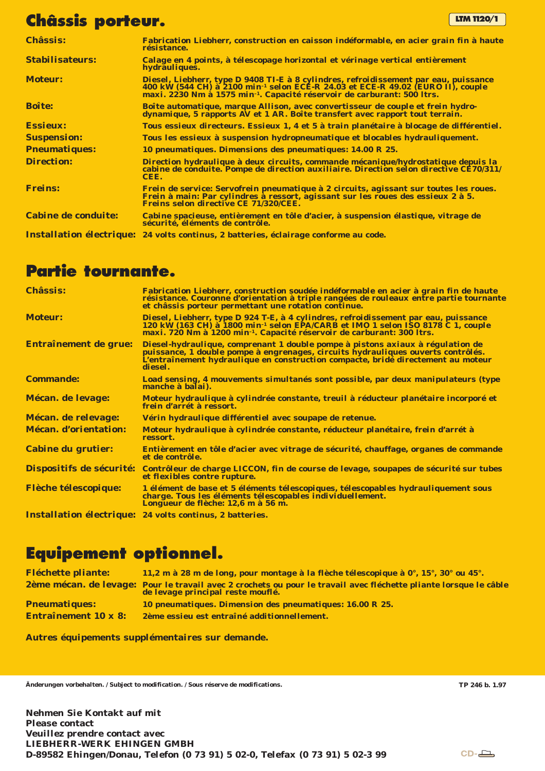# Châssis porteur.

LTM 1120/1

**Châssis:** Fabrication Liebherr, construction en caisson indéformable, en acier grain fin à haute résistance.

**Stabilisateurs:** Calage en 4 points, à télescopage horizontal et vérinage vertical entièrement hydrauliques.

**Moteur:** Diesel, Liebherr, type D 9408 TI-E à 8 cylindres, refroidissement par eau, puissance 400 kW (544 CH) à 2100 $min^{-1}$ selon ECE-R 24.03 et ECE-R 49.02 (EURO II), couple maxi. 2230 Nm à 1575 $min^{-1}$. Capacité réservoir de carburant: 500 ltrs.

**Boîte:** Boîte automatique, marque Allison, avec convertisseur de couple et frein hydrodynamique, 5 rapports AV et 1 AR. Boîte transfert avec rapport tout terrain.

**Essieux:** Tous essieux directeurs. Essieux 1, 4 et 5 à train planétaire à blocage de différentiel.

**Suspension:** Tous les essieux à suspension hydropneumatique et blocables hydrauliquement.

**Pneumatiques:** 10 pneumatiques. Dimensions des pneumatiques: 14.00 R 25.

**Direction:** Direction hydraulique à deux circuits, commande mécanique/hydrostatique depuis la cabine de conduite. Pompe de direction auxiliaire. Direction selon directive CE70/311/CEE.

**Freins:** Frein de service: Servofrein pneumatique à 2 circuits, agissant sur toutes les roues. Frein à main: Par cylindres à ressort, agissant sur les roues des essieux 2 à 5. Freins selon directive CE 71/320/CEE.

**Cabine de conduite:** Cabine spacieuse, entièrement en tôle d'acier, à suspension élastique, vitrage de sécurité, éléments de contrôle.

**Installation électrique:** 24 volts continus, 2 batteries, éclairage conforme au code.

# Partie tournante.

**Châssis:** Fabrication Liebherr, construction soudée indéformable en acier à grain fin de haute résistance. Couronne d'orientation à triple rangées de rouleaux entre partie tournante et châssis porteur permettant une rotation continue.

**Moteur:** Diesel, Liebherr, type D 924 T-E, à 4 cylindres, refroidissement par eau, puissance 120 kW (163 CH) à 1800 $min^{-1}$ selon EPA/CARB et IMO 1 selon ISO 8178 C 1, couple maxi. 720 Nm à 1200 $min^{-1}$. Capacité réservoir de carburant: 300 ltrs.

**Entraînement de grue:** Diesel-hydraulique, comprenant 1 double pompe à pistons axiaux à régulation de puissance, 1 double pompe à engrenages, circuits hydrauliques ouverts contrôlés. L'entraînement hydraulique en construction compacte, bridé directement au moteur diesel.

**Commande:** Load sensing, 4 mouvements simultanés sont possible, par deux manipulateurs (type manche à balai).

**Mécan. de levage:** Moteur hydraulique à cylindrée constante, treuil à réducteur planétaire incorporé et frein d'arrêt à ressort.

**Mécan. de relevage:** Vérin hydraulique différentiel avec soupape de retenue.

**Mécan. d'orientation:** Moteur hydraulique à cylindrée constante, réducteur planétaire, frein d'arrêt à ressort.

**Cabine du grutier:** Entièrement en tôle d'acier avec vitrage de sécurité, chauffage, organes de commande et de contrôle.

**Dispositifs de sécurité:** Contrôleur de charge LICCON, fin de course de levage, soupapes de sécurité sur tubes et flexibles contre rupture.

**Flèche télescopique:** 1 élément de base et 5 éléments télescopiques, télescopables hydrauliquement sous charge. Tous les éléments télescopables individuellement. Longueur de flèche: 12,6 m à 56 m.

**Installation électrique:** 24 volts continus, 2 batteries.

# Equipement optionnel.

**Fléchette pliante:** 11,2 m à 28 m de long, pour montage à la flèche télescopique à 0°, 15°, 30° ou 45°.

**2ème mécan. de levage:** Pour le travail avec 2 crochets ou pour le travail avec fléchette pliante lorsque le câble de levage principal reste mouflé.

**Pneumatiques:** 10 pneumatiques. Dimension des pneumatiques: 16.00 R 25.

**Entraînement 10 x 8:** 2ème essieu est entraîné additionnellement.

**Autres équipements supplémentaires sur demande.**

Änderungen vorbehalten. / Subject to modification. / Sous réserve de modifications.

TP 246 b. 1.97

**Nehmen Sie Kontakt auf mit**
**Please contact**
**Veuillez prendre contact avec**
**LIEBHERR-WERK EHINGEN GMBH**
**D-89582 Ehingen/Donau, Telefon (0 73 91) 5 02-0, Telefax (0 73 91) 5 02-3 99**

CD-